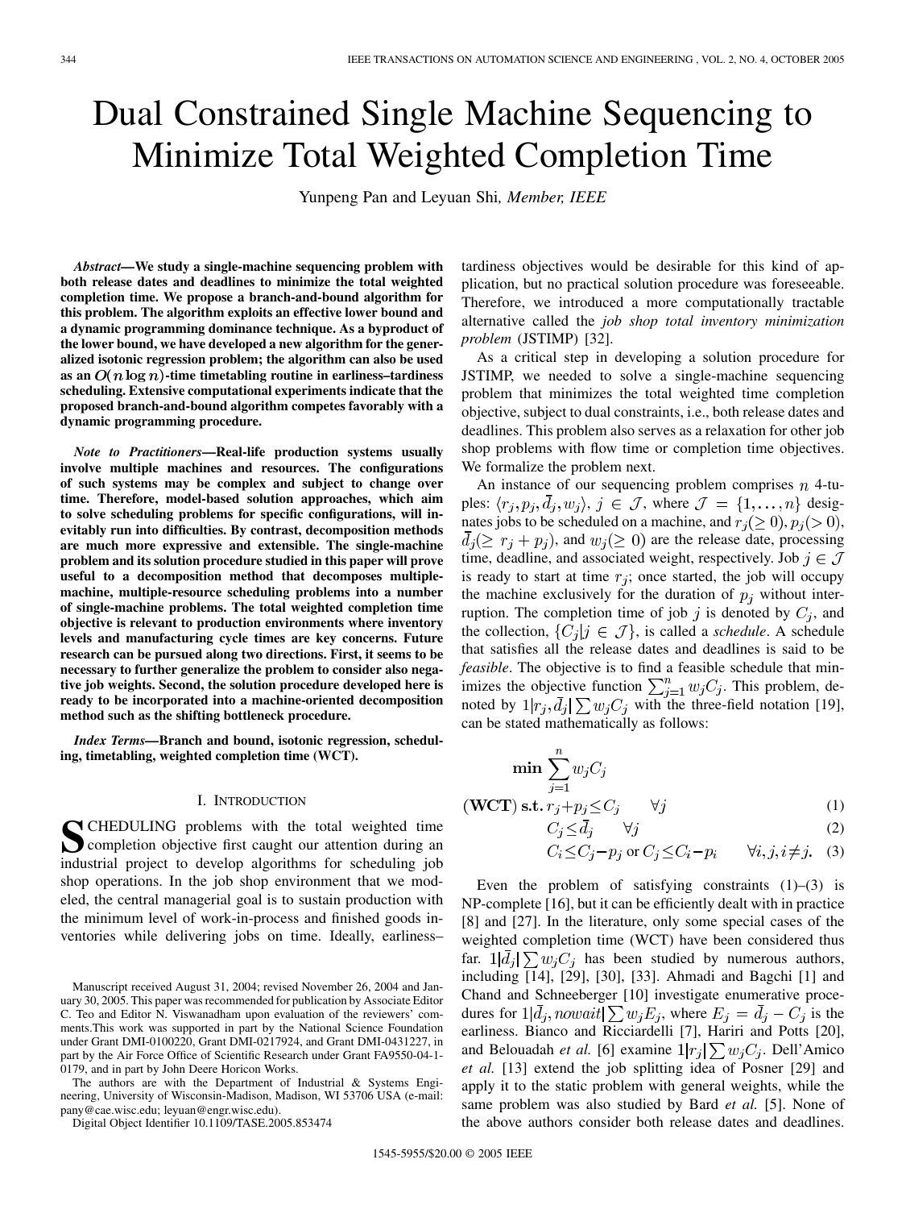# Dual Constrained Single Machine Sequencing to Minimize Total Weighted Completion Time

Yunpeng Pan and Leyuan Shi, *Member, IEEE*

***Abstract*—We study a single-machine sequencing problem with both release dates and deadlines to minimize the total weighted completion time. We propose a branch-and-bound algorithm for this problem. The algorithm exploits an effective lower bound and a dynamic programming dominance technique. As a byproduct of the lower bound, we have developed a new algorithm for the generalized isotonic regression problem; the algorithm can also be used as an $O(n \log n)$-time timetabling routine in earliness–tardiness scheduling. Extensive computational experiments indicate that the proposed branch-and-bound algorithm competes favorably with a dynamic programming procedure.**

***Note to Practitioners*—Real-life production systems usually involve multiple machines and resources. The configurations of such systems may be complex and subject to change over time. Therefore, model-based solution approaches, which aim to solve scheduling problems for specific configurations, will inevitably run into difficulties. By contrast, decomposition methods are much more expressive and extensible. The single-machine problem and its solution procedure studied in this paper will prove useful to a decomposition method that decomposes multiple-machine, multiple-resource scheduling problems into a number of single-machine problems. The total weighted completion time objective is relevant to production environments where inventory levels and manufacturing cycle times are key concerns. Future research can be pursued along two directions. First, it seems to be necessary to further generalize the problem to consider also negative job weights. Second, the solution procedure developed here is ready to be incorporated into a machine-oriented decomposition method such as the shifting bottleneck procedure.**

***Index Terms*—Branch and bound, isotonic regression, scheduling, timetabling, weighted completion time (WCT).**

Manuscript received August 31, 2004; revised November 26, 2004 and January 30, 2005. This paper was recommended for publication by Associate Editor C. Teo and Editor N. Viswanadham upon evaluation of the reviewers' comments. This work was supported in part by the National Science Foundation under Grant DMI-0100220, Grant DMI-0217924, and Grant DMI-0431227, in part by the Air Force Office of Scientific Research under Grant FA9550-04-1-0179, and in part by John Deere Horicon Works.

The authors are with the Department of Industrial & Systems Engineering, University of Wisconsin-Madison, Madison, WI 53706 USA (e-mail: pany@cae.wisc.edu; leyuan@engr.wisc.edu).

Digital Object Identifier 10.1109/TASE.2005.853474

## I. Introduction

Scheduling problems with the total weighted time completion objective first caught our attention during an industrial project to develop algorithms for scheduling job shop operations. In the job shop environment that we modeled, the central managerial goal is to sustain production with the minimum level of work-in-process and finished goods inventories while delivering jobs on time. Ideally, earliness–tardiness objectives would be desirable for this kind of application, but no practical solution procedure was foreseeable. Therefore, we introduced a more computationally tractable alternative called the *job shop total inventory minimization problem* (JSTIMP) [32].

As a critical step in developing a solution procedure for JSTIMP, we needed to solve a single-machine sequencing problem that minimizes the total weighted time completion objective, subject to dual constraints, i.e., both release dates and deadlines. This problem also serves as a relaxation for other job shop problems with flow time or completion time objectives. We formalize the problem next.

An instance of our sequencing problem comprises $n$ 4-tuples: $\langle r_j, p_j, \bar{d}_j, w_j \rangle$, $j \in \mathcal{J}$, where $\mathcal{J} = \{1, \ldots, n\}$ designates jobs to be scheduled on a machine, and $r_j (\geq 0)$, $p_j (> 0)$, $\bar{d}_j (\geq r_j + p_j)$, and $w_j (\geq 0)$ are the release date, processing time, deadline, and associated weight, respectively. Job $j \in \mathcal{J}$ is ready to start at time $r_j$; once started, the job will occupy the machine exclusively for the duration of $p_j$ without interruption. The completion time of job $j$ is denoted by $C_j$, and the collection, $\{C_j | j \in \mathcal{J}\}$, is called a *schedule*. A schedule that satisfies all the release dates and deadlines is said to be *feasible*. The objective is to find a feasible schedule that minimizes the objective function $\sum_{j=1}^{n} w_j C_j$. This problem, denoted by $1|r_j, \bar{d}_j| \sum w_j C_j$ with the three-field notation [19], can be stated mathematically as follows:

$$
\begin{aligned}
& \min \sum_{j=1}^{n} w_j C_j \\
(\textbf{WCT}) \ \textbf{s.t.} \ & r_j + p_j \leq C_j \qquad \forall j \qquad (1) \\
& C_j \leq \bar{d}_j \qquad \forall j \qquad (2) \\
& C_i \leq C_j - p_j \text{ or } C_j \leq C_i - p_i \qquad \forall i, j, i \neq j. \qquad (3)
\end{aligned}
$$

Even the problem of satisfying constraints (1)–(3) is NP-complete [16], but it can be efficiently dealt with in practice [8] and [27]. In the literature, only some special cases of the weighted completion time (WCT) have been considered thus far. $1|\bar{d}_j| \sum w_j C_j$ has been studied by numerous authors, including [14], [29], [30], [33]. Ahmadi and Bagchi [1] and Chand and Schneeberger [10] investigate enumerative procedures for $1|\bar{d}_j, nowait| \sum w_j E_j$, where $E_j = \bar{d}_j - C_j$ is the earliness. Bianco and Ricciardelli [7], Hariri and Potts [20], and Belouadah *et al.* [6] examine $1|r_j| \sum w_j C_j$. Dell'Amico *et al.* [13] extend the job splitting idea of Posner [29] and apply it to the static problem with general weights, while the same problem was also studied by Bard *et al.* [5]. None of the above authors consider both release dates and deadlines.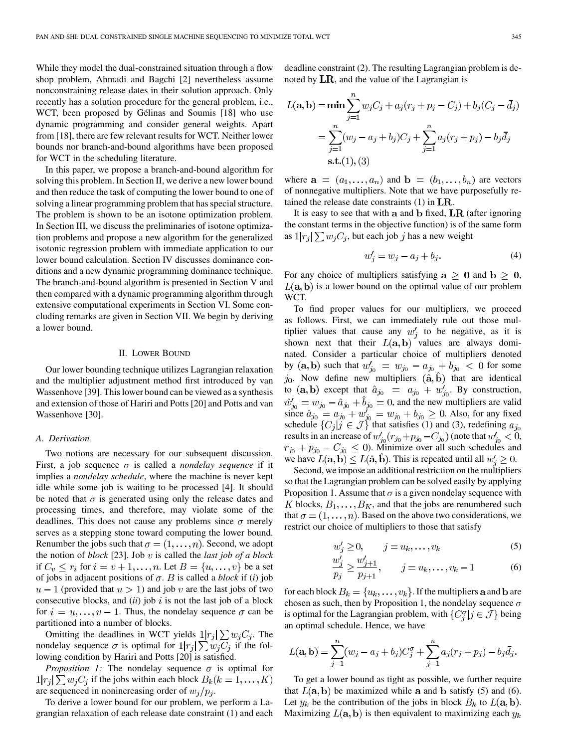While they model the dual-constrained situation through a flow shop problem, Ahmadi and Bagchi [2] nevertheless assume nonconstraining release dates in their solution approach. Only recently has a solution procedure for the general problem, i.e., WCT, been proposed by Gélinas and Soumis [18] who use dynamic programming and consider general weights. Apart from [18], there are few relevant results for WCT. Neither lower bounds nor branch-and-bound algorithms have been proposed for WCT in the scheduling literature.

In this paper, we propose a branch-and-bound algorithm for solving this problem. In Section II, we derive a new lower bound and then reduce the task of computing the lower bound to one of solving a linear programming problem that has special structure. The problem is shown to be an isotone optimization problem. In Section III, we discuss the preliminaries of isotone optimization problems and propose a new algorithm for the generalized isotonic regression problem with immediate application to our lower bound calculation. Section IV discusses dominance conditions and a new dynamic programming dominance technique. The branch-and-bound algorithm is presented in Section V and then compared with a dynamic programming algorithm through extensive computational experiments in Section VI. Some concluding remarks are given in Section VII. We begin by deriving a lower bound.

## II. Lower Bound

Our lower bounding technique utilizes Lagrangian relaxation and the multiplier adjustment method first introduced by van Wassenhove [39]. This lower bound can be viewed as a synthesis and extension of those of Hariri and Potts [20] and Potts and van Wassenhove [30].

### A. Derivation

Two notions are necessary for our subsequent discussion. First, a job sequence $\sigma$ is called a *nondelay sequence* if it implies a *nondelay schedule*, where the machine is never kept idle while some job is waiting to be processed [4]. It should be noted that $\sigma$ is generated using only the release dates and processing times, and therefore, may violate some of the deadlines. This does not cause any problems since $\sigma$ merely serves as a stepping stone toward computing the lower bound. Renumber the jobs such that $\sigma = (1, \ldots, n)$. Second, we adopt the notion of *block* [23]. Job $v$ is called the *last job of a block* if $C_v \leq r_i$ for $i = v+1, \ldots, n$. Let $B = \{u, \ldots, v\}$ be a set of jobs in adjacent positions of $\sigma$. $B$ is called a *block* if (*i*) job $u-1$ (provided that $u > 1$) and job $v$ are the last jobs of two consecutive blocks, and (*ii*) job $i$ is not the last job of a block for $i = u, \ldots, v-1$. Thus, the nondelay sequence $\sigma$ can be partitioned into a number of blocks.

Omitting the deadlines in WCT yields $1|r_j|\sum w_j C_j$. The nondelay sequence $\sigma$ is optimal for $1|r_j|\sum w_j C_j$ if the following condition by Hariri and Potts [20] is satisfied.

*Proposition 1:* The nondelay sequence $\sigma$ is optimal for $1|r_j|\sum w_j C_j$ if the jobs within each block $B_k (k = 1, \ldots, K)$ are sequenced in nonincreasing order of $w_j/p_j$.

To derive a lower bound for our problem, we perform a Lagrangian relaxation of each release date constraint (1) and each deadline constraint (2). The resulting Lagrangian problem is denoted by $\mathbf{LR}$, and the value of the Lagrangian is

$$
\begin{aligned}
L(\mathbf{a}, \mathbf{b}) &= \min \sum_{j=1}^{n} w_j C_j + a_j(r_j + p_j - C_j) + b_j(C_j - \bar{d}_j) \\
&= \sum_{j=1}^{n} (w_j - a_j + b_j) C_j + \sum_{j=1}^{n} a_j (r_j + p_j) - b_j \bar{d}_j \\
&\quad \textbf{s.t.} (1), (3)
\end{aligned}
$$

where $\mathbf{a} = (a_1, \ldots, a_n)$ and $\mathbf{b} = (b_1, \ldots, b_n)$ are vectors of nonnegative multipliers. Note that we have purposefully retained the release date constraints (1) in $\mathbf{LR}$.

It is easy to see that with $\mathbf{a}$ and $\mathbf{b}$ fixed, $\mathbf{LR}$ (after ignoring the constant terms in the objective function) is of the same form as $1|r_j|\sum w_j C_j$, but each job $j$ has a new weight

$$
w'_j = w_j - a_j + b_j. \tag{4}
$$

For any choice of multipliers satisfying $\mathbf{a} \geq \mathbf{0}$ and $\mathbf{b} \geq \mathbf{0}$, $L(\mathbf{a}, \mathbf{b})$ is a lower bound on the optimal value of our problem WCT.

To find proper values for our multipliers, we proceed as follows. First, we can immediately rule out those multiplier values that cause any $w'_j$ to be negative, as it is shown next that their $L(\mathbf{a}, \mathbf{b})$ values are always dominated. Consider a particular choice of multipliers denoted by $(\mathbf{a}, \mathbf{b})$ such that $w'_{j_0} = w_{j_0} - a_{j_0} + b_{j_0} < 0$ for some $j_0$. Now define new multipliers $(\hat{\mathbf{a}}, \hat{\mathbf{b}})$ that are identical to $(\mathbf{a}, \mathbf{b})$ except that $\hat{a}_{j_0} = a_{j_0} + w'_{j_0}$. By construction, $\hat{w}'_{j_0} = w_{j_0} - \hat{a}_{j_0} + \hat{b}_{j_0} = 0$, and the new multipliers are valid since $\hat{a}_{j_0} = a_{j_0} + w'_{j_0} = w_{j_0} + b_{j_0} \geq 0$. Also, for any fixed schedule $\{C_j | j \in \mathcal{J}\}$ that satisfies (1) and (3), redefining $a_{j_0}$ results in an increase of $w'_{j_0}(r_{j_0} + p_{j_0} - C_{j_0})$ (note that $w'_{j_0} < 0$, $r_{j_0} + p_{j_0} - C_{j_0} \leq 0$). Minimize over all such schedules and we have $L(\mathbf{a}, \mathbf{b}) \leq L(\hat{\mathbf{a}}, \hat{\mathbf{b}})$. This is repeated until all $w'_j \geq 0$.

Second, we impose an additional restriction on the multipliers so that the Lagrangian problem can be solved easily by applying Proposition 1. Assume that $\sigma$ is a given nondelay sequence with $K$ blocks, $B_1, \ldots, B_K$, and that the jobs are renumbered such that $\sigma = (1, \ldots, n)$. Based on the above two considerations, we restrict our choice of multipliers to those that satisfy

$$
w'_j \geq 0, \qquad j = u_k, \ldots, v_k \tag{5}
$$

$$
\frac{w'_j}{p_j} \geq \frac{w'_{j+1}}{p_{j+1}}, \qquad j = u_k, \ldots, v_k - 1 \tag{6}
$$

for each block $B_k = \{u_k, \ldots, v_k\}$. If the multipliers $\mathbf{a}$ and $\mathbf{b}$ are chosen as such, then by Proposition 1, the nondelay sequence $\sigma$ is optimal for the Lagrangian problem, with $\{C_j^\sigma | j \in \mathcal{J}\}$ being an optimal schedule. Hence, we have

$$
L(\mathbf{a}, \mathbf{b}) = \sum_{j=1}^{n} (w_j - a_j + b_j) C_j^\sigma + \sum_{j=1}^{n} a_j (r_j + p_j) - b_j \bar{d}_j.
$$

To get a lower bound as tight as possible, we further require that $L(\mathbf{a}, \mathbf{b})$ be maximized while $\mathbf{a}$ and $\mathbf{b}$ satisfy (5) and (6). Let $y_k$ be the contribution of the jobs in block $B_k$ to $L(\mathbf{a}, \mathbf{b})$. Maximizing $L(\mathbf{a}, \mathbf{b})$ is then equivalent to maximizing each $y_k$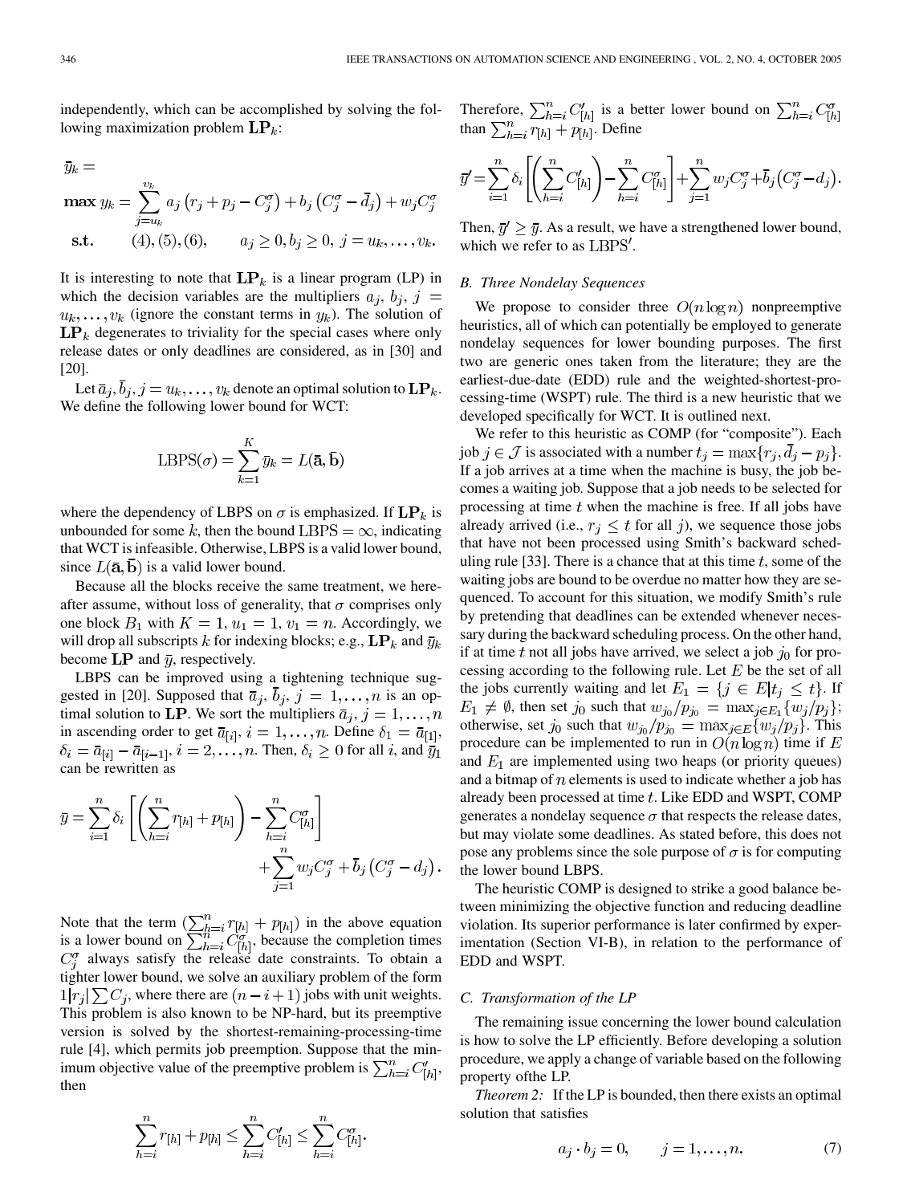independently, which can be accomplished by solving the following maximization problem $\mathbf{LP}_k$:

$$\bar{y}_k = \max y_k = \sum_{j=u_k}^{v_k} a_j \left(r_j + p_j - C_j^\sigma\right) + b_j \left(C_j^\sigma - \bar{d}_j\right) + w_j C_j^\sigma$$

$$\text{s.t.} \qquad (4), (5), (6), \qquad a_j \geq 0, b_j \geq 0, \; j = u_k, \ldots, v_k.$$

It is interesting to note that $\mathbf{LP}_k$ is a linear program (LP) in which the decision variables are the multipliers $a_j$, $b_j$, $j = u_k, \ldots, v_k$ (ignore the constant terms in $y_k$). The solution of $\mathbf{LP}_k$ degenerates to triviality for the special cases where only release dates or only deadlines are considered, as in [30] and [20].

Let $\bar{a}_j, \bar{b}_j, j = u_k, \ldots, v_k$ denote an optimal solution to $\mathbf{LP}_k$. We define the following lower bound for WCT:

$$\mathrm{LBPS}(\sigma) = \sum_{k=1}^{K} \bar{y}_k = L(\bar{\mathbf{a}}, \bar{\mathbf{b}})$$

where the dependency of LBPS on $\sigma$ is emphasized. If $\mathbf{LP}_k$ is unbounded for some $k$, then the bound $\mathrm{LBPS} = \infty$, indicating that WCT is infeasible. Otherwise, LBPS is a valid lower bound, since $L(\bar{\mathbf{a}}, \bar{\mathbf{b}})$ is a valid lower bound.

Because all the blocks receive the same treatment, we hereafter assume, without loss of generality, that $\sigma$ comprises only one block $B_1$ with $K = 1, u_1 = 1, v_1 = n$. Accordingly, we will drop all subscripts $k$ for indexing blocks; e.g., $\mathbf{LP}_k$ and $\bar{y}_k$ become $\mathbf{LP}$ and $\bar{y}$, respectively.

LBPS can be improved using a tightening technique suggested in [20]. Supposed that $\bar{a}_j, \bar{b}_j, j = 1, \ldots, n$ is an optimal solution to $\mathbf{LP}$. We sort the multipliers $\bar{a}_j, j = 1, \ldots, n$ in ascending order to get $\bar{a}_{[i]}, i = 1, \ldots, n$. Define $\delta_1 = \bar{a}_{[1]}$, $\delta_i = \bar{a}_{[i]} - \bar{a}_{[i-1]}, i = 2, \ldots, n$. Then, $\delta_i \geq 0$ for all $i$, and $\bar{y}_1$ can be rewritten as

$$\bar{y} = \sum_{i=1}^{n} \delta_i \left[ \left( \sum_{h=i}^{n} r_{[h]} + p_{[h]} \right) - \sum_{h=i}^{n} C_{[h]}^\sigma \right] + \sum_{j=1}^{n} w_j C_j^\sigma + \bar{b}_j \left(C_j^\sigma - d_j\right).$$

Note that the term $(\sum_{h=i}^{n} r_{[h]} + p_{[h]})$ in the above equation is a lower bound on $\sum_{h=i}^{n} C_{[h]}^\sigma$, because the completion times $C_j^\sigma$ always satisfy the release date constraints. To obtain a tighter lower bound, we solve an auxiliary problem of the form $1|r_j|\sum C_j$, where there are $(n - i + 1)$ jobs with unit weights. This problem is also known to be NP-hard, but its preemptive version is solved by the shortest-remaining-processing-time rule [4], which permits job preemption. Suppose that the minimum objective value of the preemptive problem is $\sum_{h=i}^{n} C'_{[h]}$, then

$$\sum_{h=i}^{n} r_{[h]} + p_{[h]} \leq \sum_{h=i}^{n} C'_{[h]} \leq \sum_{h=i}^{n} C_{[h]}^\sigma.$$

Therefore, $\sum_{h=i}^{n} C'_{[h]}$ is a better lower bound on $\sum_{h=i}^{n} C_{[h]}^\sigma$ than $\sum_{h=i}^{n} r_{[h]} + p_{[h]}$. Define

$$\bar{y}' = \sum_{i=1}^{n} \delta_i \left[ \left( \sum_{h=i}^{n} C'_{[h]} \right) - \sum_{h=i}^{n} C_{[h]}^\sigma \right] + \sum_{j=1}^{n} w_j C_j^\sigma + \bar{b}_j \left(C_j^\sigma - d_j\right).$$

Then, $\bar{y}' \geq \bar{y}$. As a result, we have a strengthened lower bound, which we refer to as $\mathrm{LBPS}'$.

### B. Three Nondelay Sequences

We propose to consider three $O(n \log n)$ nonpreemptive heuristics, all of which can potentially be employed to generate nondelay sequences for lower bounding purposes. The first two are generic ones taken from the literature; they are the earliest-due-date (EDD) rule and the weighted-shortest-processing-time (WSPT) rule. The third is a new heuristic that we developed specifically for WCT. It is outlined next.

We refer to this heuristic as COMP (for "composite"). Each job $j \in \mathcal{J}$ is associated with a number $t_j = \max\{r_j, \bar{d}_j - p_j\}$. If a job arrives at a time when the machine is busy, the job becomes a waiting job. Suppose that a job needs to be selected for processing at time $t$ when the machine is free. If all jobs have already arrived (i.e., $r_j \leq t$ for all $j$), we sequence those jobs that have not been processed using Smith's backward scheduling rule [33]. There is a chance that at this time $t$, some of the waiting jobs are bound to be overdue no matter how they are sequenced. To account for this situation, we modify Smith's rule by pretending that deadlines can be extended whenever necessary during the backward scheduling process. On the other hand, if at time $t$ not all jobs have arrived, we select a job $j_0$ for processing according to the following rule. Let $E$ be the set of all the jobs currently waiting and let $E_1 = \{j \in E | t_j \leq t\}$. If $E_1 \neq \emptyset$, then set $j_0$ such that $w_{j_0}/p_{j_0} = \max_{j \in E_1}\{w_j/p_j\}$; otherwise, set $j_0$ such that $w_{j_0}/p_{j_0} = \max_{j \in E}\{w_j/p_j\}$. This procedure can be implemented to run in $O(n \log n)$ time if $E$ and $E_1$ are implemented using two heaps (or priority queues) and a bitmap of $n$ elements is used to indicate whether a job has already been processed at time $t$. Like EDD and WSPT, COMP generates a nondelay sequence $\sigma$ that respects the release dates, but may violate some deadlines. As stated before, this does not pose any problems since the sole purpose of $\sigma$ is for computing the lower bound LBPS.

The heuristic COMP is designed to strike a good balance between minimizing the objective function and reducing deadline violation. Its superior performance is later confirmed by experimentation (Section VI-B), in relation to the performance of EDD and WSPT.

### C. Transformation of the LP

The remaining issue concerning the lower bound calculation is how to solve the LP efficiently. Before developing a solution procedure, we apply a change of variable based on the following property ofthe LP.

*Theorem 2:* If the LP is bounded, then there exists an optimal solution that satisfies

$$a_j \cdot b_j = 0, \qquad j = 1, \ldots, n. \tag{7}$$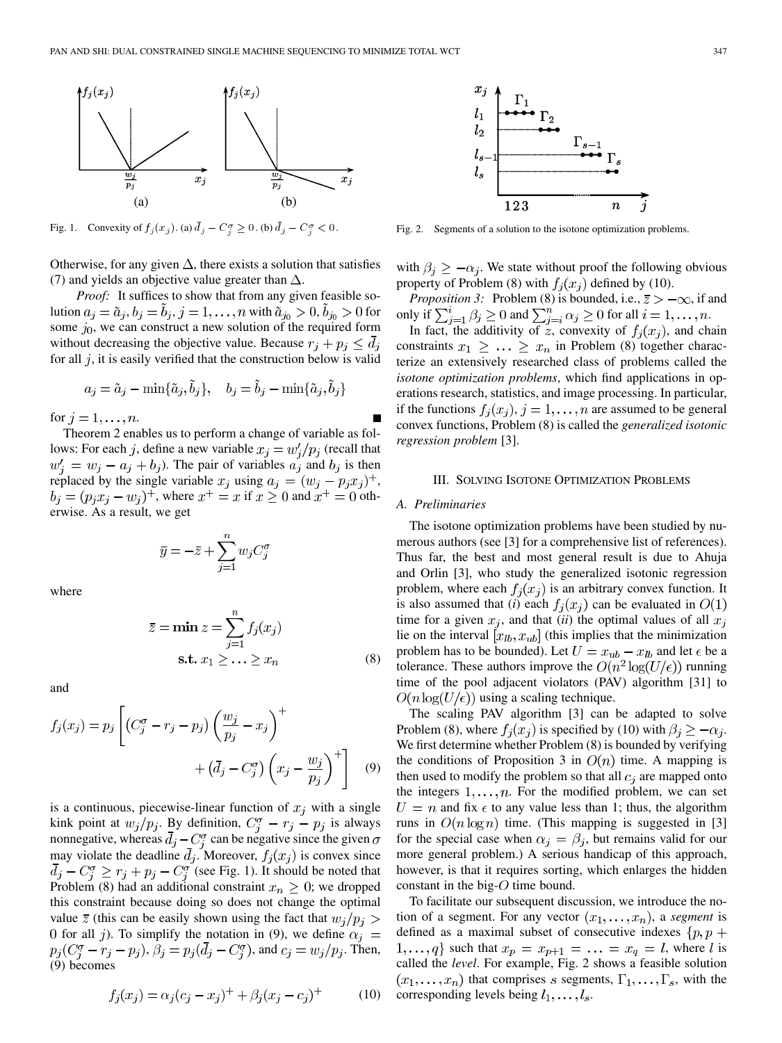Fig. 1. Convexity of $f_j(x_j)$. (a) $\bar{d}_j - C_j^\sigma \geq 0$. (b) $\bar{d}_j - C_j^\sigma < 0$.

Otherwise, for any given $\Delta$, there exists a solution that satisfies (7) and yields an objective value greater than $\Delta$.

*Proof:* It suffices to show that from any given feasible solution $a_j = \tilde{a}_j, b_j = \tilde{b}_j, j = 1, \ldots, n$ with $\tilde{a}_{j_0} > 0, \tilde{b}_{j_0} > 0$ for some $j_0$, we can construct a new solution of the required form without decreasing the objective value. Because $r_j + p_j \leq \bar{d}_j$ for all $j$, it is easily verified that the construction below is valid

$$a_j = \tilde{a}_j - \min\{\tilde{a}_j, \tilde{b}_j\}, \quad b_j = \tilde{b}_j - \min\{\tilde{a}_j, \tilde{b}_j\}$$

for $j = 1, \ldots, n$. ■

Theorem 2 enables us to perform a change of variable as follows: For each $j$, define a new variable $x_j = w_j'/p_j$ (recall that $w_j' = w_j - a_j + b_j$). The pair of variables $a_j$ and $b_j$ is then replaced by the single variable $x_j$ using $a_j = (w_j - p_j x_j)^+$, $b_j = (p_j x_j - w_j)^+$, where $x^+ = x$ if $x \geq 0$ and $x^+ = 0$ otherwise. As a result, we get

$$\bar{y} = -\bar{z} + \sum_{j=1}^{n} w_j C_j^\sigma$$

where

$$\bar{z} = \mathbf{min}\ z = \sum_{j=1}^{n} f_j(x_j)$$
$$\mathbf{s.t.}\ x_1 \geq \ldots \geq x_n \tag{8}$$

and

$$f_j(x_j) = p_j \left[ \left(C_j^\sigma - r_j - p_j\right)\left(\frac{w_j}{p_j} - x_j\right)^+ + \left(\bar{d}_j - C_j^\sigma\right)\left(x_j - \frac{w_j}{p_j}\right)^+ \right] \tag{9}$$

is a continuous, piecewise-linear function of $x_j$ with a single kink point at $w_j/p_j$. By definition, $C_j^\sigma - r_j - p_j$ is always nonnegative, whereas $\bar{d}_j - C_j^\sigma$ can be negative since the given $\sigma$ may violate the deadline $\bar{d}_j$. Moreover, $f_j(x_j)$ is convex since $\bar{d}_j - C_j^\sigma \geq r_j + p_j - C_j^\sigma$ (see Fig. 1). It should be noted that Problem (8) had an additional constraint $x_n \geq 0$; we dropped this constraint because doing so does not change the optimal value $\bar{z}$ (this can be easily shown using the fact that $w_j/p_j > 0$ for all $j$). To simplify the notation in (9), we define $\alpha_j = p_j(C_j^\sigma - r_j - p_j)$, $\beta_j = p_j(\bar{d}_j - C_j^\sigma)$, and $c_j = w_j/p_j$. Then, (9) becomes

$$f_j(x_j) = \alpha_j(c_j - x_j)^+ + \beta_j(x_j - c_j)^+ \tag{10}$$

Fig. 2. Segments of a solution to the isotone optimization problems.

with $\beta_j \geq -\alpha_j$. We state without proof the following obvious property of Problem (8) with $f_j(x_j)$ defined by (10).

*Proposition 3:* Problem (8) is bounded, i.e., $\bar{z} > -\infty$, if and only if $\sum_{j=1}^{i} \beta_j \geq 0$ and $\sum_{j=i}^{n} \alpha_j \geq 0$ for all $i = 1, \ldots, n$.

In fact, the additivity of $z$, convexity of $f_j(x_j)$, and chain constraints $x_1 \geq \ldots \geq x_n$ in Problem (8) together characterize an extensively researched class of problems called the *isotone optimization problems*, which find applications in operations research, statistics, and image processing. In particular, if the functions $f_j(x_j), j = 1, \ldots, n$ are assumed to be general convex functions, Problem (8) is called the *generalized isotonic regression problem* [3].

## III. Solving Isotone Optimization Problems

### A. Preliminaries

The isotone optimization problems have been studied by numerous authors (see [3] for a comprehensive list of references). Thus far, the best and most general result is due to Ahuja and Orlin [3], who study the generalized isotonic regression problem, where each $f_j(x_j)$ is an arbitrary convex function. It is also assumed that (*i*) each $f_j(x_j)$ can be evaluated in $O(1)$ time for a given $x_j$, and that (*ii*) the optimal values of all $x_j$ lie on the interval $[x_{lb}, x_{ub}]$ (this implies that the minimization problem has to be bounded). Let $U = x_{ub} - x_{lb}$ and let $\epsilon$ be a tolerance. These authors improve the $O(n^2 \log(U/\epsilon))$ running time of the pool adjacent violators (PAV) algorithm [31] to $O(n \log(U/\epsilon))$ using a scaling technique.

The scaling PAV algorithm [3] can be adapted to solve Problem (8), where $f_j(x_j)$ is specified by (10) with $\beta_j \geq -\alpha_j$. We first determine whether Problem (8) is bounded by verifying the conditions of Proposition 3 in $O(n)$ time. A mapping is then used to modify the problem so that all $c_j$ are mapped onto the integers $1, \ldots, n$. For the modified problem, we can set $U = n$ and fix $\epsilon$ to any value less than 1; thus, the algorithm runs in $O(n \log n)$ time. (This mapping is suggested in [3] for the special case when $\alpha_j = \beta_j$, but remains valid for our more general problem.) A serious handicap of this approach, however, is that it requires sorting, which enlarges the hidden constant in the big-$O$ time bound.

To facilitate our subsequent discussion, we introduce the notion of a segment. For any vector $(x_1, \ldots, x_n)$, a *segment* is defined as a maximal subset of consecutive indexes $\{p, p+1, \ldots, q\}$ such that $x_p = x_{p+1} = \ldots = x_q = l$, where $l$ is called the *level*. For example, Fig. 2 shows a feasible solution $(x_1, \ldots, x_n)$ that comprises $s$ segments, $\Gamma_1, \ldots, \Gamma_s$, with the corresponding levels being $l_1, \ldots, l_s$.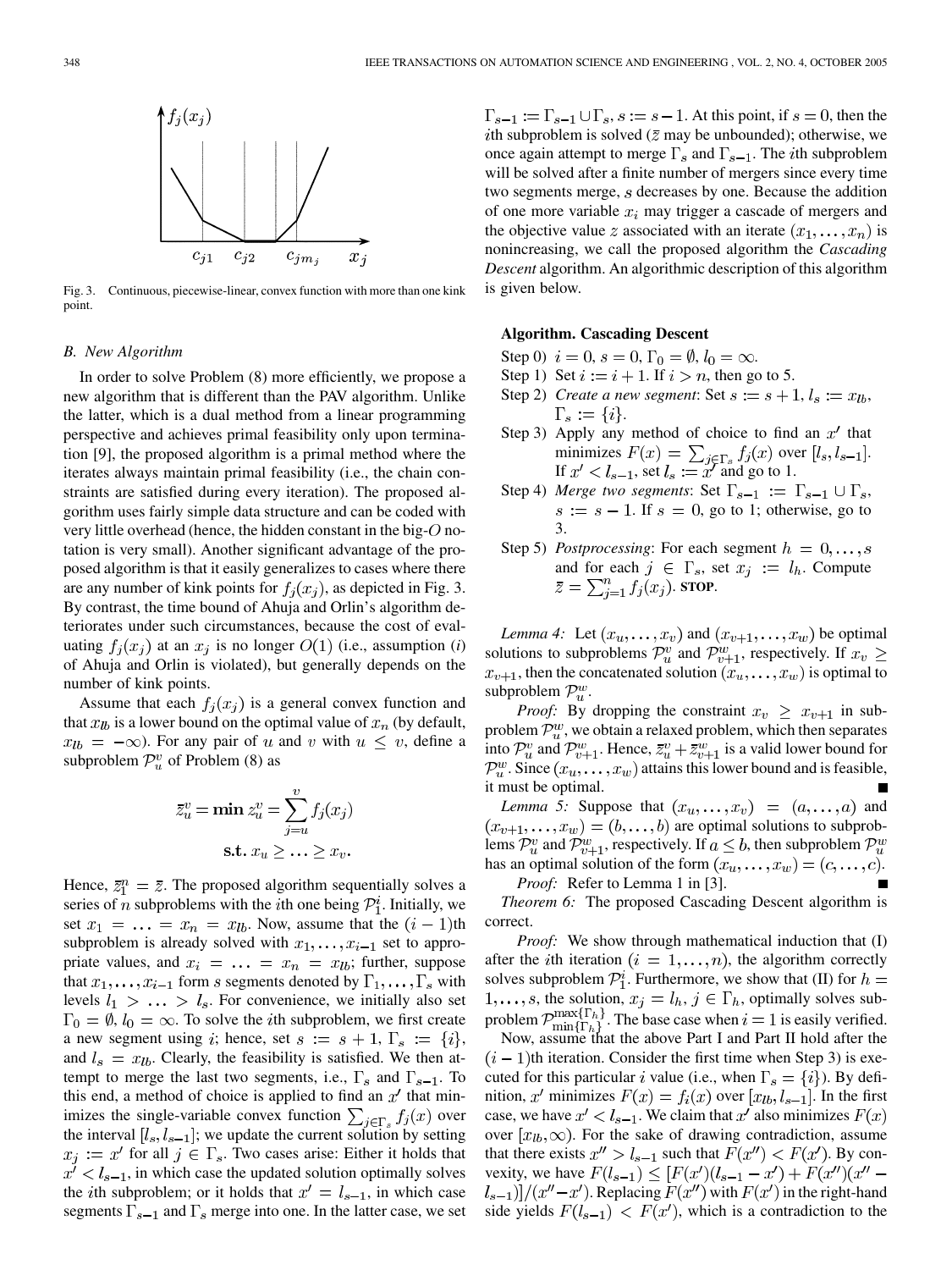Fig. 3. Continuous, piecewise-linear, convex function with more than one kink point.

### B. New Algorithm

In order to solve Problem (8) more efficiently, we propose a new algorithm that is different than the PAV algorithm. Unlike the latter, which is a dual method from a linear programming perspective and achieves primal feasibility only upon termination [9], the proposed algorithm is a primal method where the iterates always maintain primal feasibility (i.e., the chain constraints are satisfied during every iteration). The proposed algorithm uses fairly simple data structure and can be coded with very little overhead (hence, the hidden constant in the big-$O$ notation is very small). Another significant advantage of the proposed algorithm is that it easily generalizes to cases where there are any number of kink points for $f_j(x_j)$, as depicted in Fig. 3. By contrast, the time bound of Ahuja and Orlin's algorithm deteriorates under such circumstances, because the cost of evaluating $f_j(x_j)$ at an $x_j$ is no longer $O(1)$ (i.e., assumption (*i*) of Ahuja and Orlin is violated), but generally depends on the number of kink points.

Assume that each $f_j(x_j)$ is a general convex function and that $x_{lb}$ is a lower bound on the optimal value of $x_n$ (by default, $x_{lb} = -\infty$). For any pair of $u$ and $v$ with $u \le v$, define a subproblem $\mathcal{P}_u^v$ of Problem (8) as

$$\bar{z}_u^v = \min z_u^v = \sum_{j=u}^{v} f_j(x_j)$$
$$\text{s.t. } x_u \ge \ldots \ge x_v.$$

Hence, $\bar{z}_1^n = \bar{z}$. The proposed algorithm sequentially solves a series of $n$ subproblems with the $i$th one being $\mathcal{P}_1^i$. Initially, we set $x_1 = \ldots = x_n = x_{lb}$. Now, assume that the $(i-1)$th subproblem is already solved with $x_1, \ldots, x_{i-1}$ set to appropriate values, and $x_i = \ldots = x_n = x_{lb}$; further, suppose that $x_1, \ldots, x_{i-1}$ form $s$ segments denoted by $\Gamma_1, \ldots, \Gamma_s$ with levels $l_1 > \ldots > l_s$. For convenience, we initially also set $\Gamma_0 = \emptyset$, $l_0 = \infty$. To solve the $i$th subproblem, we first create a new segment using $i$; hence, set $s := s+1$, $\Gamma_s := \{i\}$, and $l_s = x_{lb}$. Clearly, the feasibility is satisfied. We then attempt to merge the last two segments, i.e., $\Gamma_s$ and $\Gamma_{s-1}$. To this end, a method of choice is applied to find an $x'$ that minimizes the single-variable convex function $\sum_{j \in \Gamma_s} f_j(x)$ over the interval $[l_s, l_{s-1}]$; we update the current solution by setting $x_j := x'$ for all $j \in \Gamma_s$. Two cases arise: Either it holds that $x' < l_{s-1}$, in which case the updated solution optimally solves the $i$th subproblem; or it holds that $x' = l_{s-1}$, in which case segments $\Gamma_{s-1}$ and $\Gamma_s$ merge into one. In the latter case, we set $\Gamma_{s-1} := \Gamma_{s-1} \cup \Gamma_s$, $s := s-1$. At this point, if $s = 0$, then the $i$th subproblem is solved ($\bar{z}$ may be unbounded); otherwise, we once again attempt to merge $\Gamma_s$ and $\Gamma_{s-1}$. The $i$th subproblem will be solved after a finite number of mergers since every time two segments merge, $s$ decreases by one. Because the addition of one more variable $x_i$ may trigger a cascade of mergers and the objective value $z$ associated with an iterate $(x_1, \ldots, x_n)$ is nonincreasing, we call the proposed algorithm the *Cascading Descent* algorithm. An algorithmic description of this algorithm is given below.

**Algorithm. Cascading Descent**

- Step 0) $i = 0$, $s = 0$, $\Gamma_0 = \emptyset$, $l_0 = \infty$.
- Step 1) Set $i := i+1$. If $i > n$, then go to 5.
- Step 2) *Create a new segment*: Set $s := s+1$, $l_s := x_{lb}$, $\Gamma_s := \{i\}$.
- Step 3) Apply any method of choice to find an $x'$ that minimizes $F(x) = \sum_{j \in \Gamma_s} f_j(x)$ over $[l_s, l_{s-1}]$. If $x' < l_{s-1}$, set $l_s := x'$ and go to 1.
- Step 4) *Merge two segments*: Set $\Gamma_{s-1} := \Gamma_{s-1} \cup \Gamma_s$, $s := s-1$. If $s = 0$, go to 1; otherwise, go to 3.
- Step 5) *Postprocessing*: For each segment $h = 0, \ldots, s$ and for each $j \in \Gamma_s$, set $x_j := l_h$. Compute $\bar{z} = \sum_{j=1}^{n} f_j(x_j)$. **STOP**.

*Lemma 4:* Let $(x_u, \ldots, x_v)$ and $(x_{v+1}, \ldots, x_w)$ be optimal solutions to subproblems $\mathcal{P}_u^v$ and $\mathcal{P}_{v+1}^w$, respectively. If $x_v \ge x_{v+1}$, then the concatenated solution $(x_u, \ldots, x_w)$ is optimal to subproblem $\mathcal{P}_u^w$.

*Proof:* By dropping the constraint $x_v \ge x_{v+1}$ in subproblem $\mathcal{P}_u^w$, we obtain a relaxed problem, which then separates into $\mathcal{P}_u^v$ and $\mathcal{P}_{v+1}^w$. Hence, $\bar{z}_u^v + \bar{z}_{v+1}^w$ is a valid lower bound for $\mathcal{P}_u^w$. Since $(x_u, \ldots, x_w)$ attains this lower bound and is feasible, it must be optimal. ∎

*Lemma 5:* Suppose that $(x_u, \ldots, x_v) = (a, \ldots, a)$ and $(x_{v+1}, \ldots, x_w) = (b, \ldots, b)$ are optimal solutions to subproblems $\mathcal{P}_u^v$ and $\mathcal{P}_{v+1}^w$, respectively. If $a \le b$, then subproblem $\mathcal{P}_u^w$ has an optimal solution of the form $(x_u, \ldots, x_w) = (c, \ldots, c)$.

*Proof:* Refer to Lemma 1 in [3]. ∎

*Theorem 6:* The proposed Cascading Descent algorithm is correct.

*Proof:* We show through mathematical induction that (I) after the $i$th iteration $(i = 1, \ldots, n)$, the algorithm correctly solves subproblem $\mathcal{P}_1^i$. Furthermore, we show that (II) for $h = 1, \ldots, s$, the solution, $x_j = l_h$, $j \in \Gamma_h$, optimally solves subproblem $\mathcal{P}_{\min\{\Gamma_h\}}^{\max\{\Gamma_h\}}$. The base case when $i = 1$ is easily verified.

Now, assume that the above Part I and Part II hold after the $(i-1)$th iteration. Consider the first time when Step 3) is executed for this particular $i$ value (i.e., when $\Gamma_s = \{i\}$). By definition, $x'$ minimizes $F(x) = f_i(x)$ over $[x_{lb}, l_{s-1}]$. In the first case, we have $x' < l_{s-1}$. We claim that $x'$ also minimizes $F(x)$ over $[x_{lb}, \infty)$. For the sake of drawing contradiction, assume that there exists $x'' > l_{s-1}$ such that $F(x'') < F(x')$. By convexity, we have $F(l_{s-1}) \le [F(x')(l_{s-1} - x') + F(x'')(x'' - l_{s-1})]/(x'' - x')$. Replacing $F(x'')$ with $F(x')$ in the right-hand side yields $F(l_{s-1}) < F(x')$, which is a contradiction to the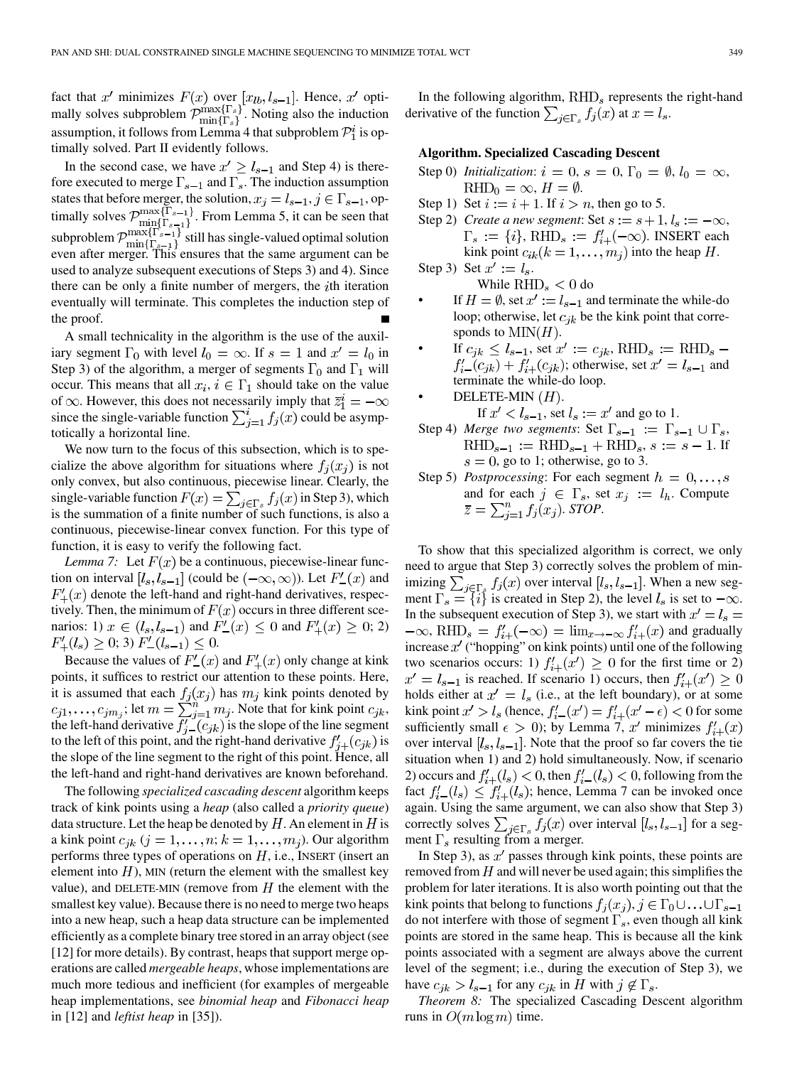fact that $x'$ minimizes $F(x)$ over $[x_{lb}, l_{s-1}]$. Hence, $x'$ optimally solves subproblem $\mathcal{P}_{\min\{\Gamma_s\}}^{\max\{\Gamma_s\}}$. Noting also the induction assumption, it follows from Lemma 4 that subproblem $\mathcal{P}_1^i$ is optimally solved. Part II evidently follows.

In the second case, we have $x' \geq l_{s-1}$ and Step 4) is therefore executed to merge $\Gamma_{s-1}$ and $\Gamma_s$. The induction assumption states that before merger, the solution, $x_j = l_{s-1}, j \in \Gamma_{s-1}$, optimally solves $\mathcal{P}_{\min\{\Gamma_{s-1}\}}^{\max\{\Gamma_{s-1}\}}$. From Lemma 5, it can be seen that subproblem $\mathcal{P}_{\min\{\Gamma_{s-1}\}}^{\max\{\Gamma_{s-1}\}}$ still has single-valued optimal solution even after merger. This ensures that the same argument can be used to analyze subsequent executions of Steps 3) and 4). Since there can be only a finite number of mergers, the $i$th iteration eventually will terminate. This completes the induction step of the proof. ∎

A small technicality in the algorithm is the use of the auxiliary segment $\Gamma_0$ with level $l_0 = \infty$. If $s = 1$ and $x' = l_0$ in Step 3) of the algorithm, a merger of segments $\Gamma_0$ and $\Gamma_1$ will occur. This means that all $x_i, i \in \Gamma_1$ should take on the value of $\infty$. However, this does not necessarily imply that $\bar{z}_1^i = -\infty$ since the single-variable function $\sum_{j=1}^{i} f_j(x)$ could be asymptotically a horizontal line.

We now turn to the focus of this subsection, which is to specialize the above algorithm for situations where $f_j(x_j)$ is not only convex, but also continuous, piecewise linear. Clearly, the single-variable function $F(x) = \sum_{j\in\Gamma_s} f_j(x)$ in Step 3), which is the summation of a finite number of such functions, is also a continuous, piecewise-linear convex function. For this type of function, it is easy to verify the following fact.

*Lemma 7:* Let $F(x)$ be a continuous, piecewise-linear function on interval $[l_s, l_{s-1}]$ (could be $(-\infty, \infty)$). Let $F'_-(x)$ and $F'_+(x)$ denote the left-hand and right-hand derivatives, respectively. Then, the minimum of $F(x)$ occurs in three different scenarios: 1) $x \in (l_s, l_{s-1})$ and $F'_-(x) \leq 0$ and $F'_+(x) \geq 0$; 2) $F'_+(l_s) \geq 0$; 3) $F'_-(l_{s-1}) \leq 0$.

Because the values of $F'_-(x)$ and $F'_+(x)$ only change at kink points, it suffices to restrict our attention to these points. Here, it is assumed that each $f_j(x_j)$ has $m_j$ kink points denoted by $c_{j1}, \ldots, c_{jm_j}$; let $m = \sum_{j=1}^{n} m_j$. Note that for kink point $c_{jk}$, the left-hand derivative $f'_{j-}(c_{jk})$ is the slope of the line segment to the left of this point, and the right-hand derivative $f'_{j+}(c_{jk})$ is the slope of the line segment to the right of this point. Hence, all the left-hand and right-hand derivatives are known beforehand.

The following *specialized cascading descent* algorithm keeps track of kink points using a *heap* (also called a *priority queue*) data structure. Let the heap be denoted by $H$. An element in $H$ is a kink point $c_{jk}$ $(j = 1, \ldots, n; k = 1, \ldots, m_j)$. Our algorithm performs three types of operations on $H$, i.e., INSERT (insert an element into $H$), MIN (return the element with the smallest key value), and DELETE-MIN (remove from $H$ the element with the smallest key value). Because there is no need to merge two heaps into a new heap, such a heap data structure can be implemented efficiently as a complete binary tree stored in an array object (see [12] for more details). By contrast, heaps that support merge operations are called *mergeable heaps*, whose implementations are much more tedious and inefficient (for examples of mergeable heap implementations, see *binomial heap* and *Fibonacci heap* in [12] and *leftist heap* in [35]).

In the following algorithm, $\mathrm{RHD}_s$ represents the right-hand derivative of the function $\sum_{j\in\Gamma_s} f_j(x)$ at $x = l_s$.

**Algorithm. Specialized Cascading Descent**

- Step 0) *Initialization*: $i = 0$, $s = 0$, $\Gamma_0 = \emptyset$, $l_0 = \infty$, $\mathrm{RHD}_0 = \infty$, $H = \emptyset$.
- Step 1) Set $i := i + 1$. If $i > n$, then go to 5.
- Step 2) *Create a new segment*: Set $s := s + 1$, $l_s := -\infty$, $\Gamma_s := \{i\}$, $\mathrm{RHD}_s := f'_{i+}(-\infty)$. INSERT each kink point $c_{ik} (k = 1, \ldots, m_j)$ into the heap $H$.
- Step 3) Set $x' := l_s$.
  While $\mathrm{RHD}_s < 0$ do
  - If $H = \emptyset$, set $x' := l_{s-1}$ and terminate the while-do loop; otherwise, let $c_{jk}$ be the kink point that corresponds to $\mathrm{MIN}(H)$.
  - If $c_{jk} \leq l_{s-1}$, set $x' := c_{jk}$, $\mathrm{RHD}_s := \mathrm{RHD}_s - f'_{i-}(c_{jk}) + f'_{i+}(c_{jk})$; otherwise, set $x' = l_{s-1}$ and terminate the while-do loop.
  - DELETE-MIN $(H)$.

  If $x' < l_{s-1}$, set $l_s := x'$ and go to 1.
- Step 4) *Merge two segments*: Set $\Gamma_{s-1} := \Gamma_{s-1} \cup \Gamma_s$, $\mathrm{RHD}_{s-1} := \mathrm{RHD}_{s-1} + \mathrm{RHD}_s$, $s := s - 1$. If $s = 0$, go to 1; otherwise, go to 3.
- Step 5) *Postprocessing*: For each segment $h = 0, \ldots, s$ and for each $j \in \Gamma_s$, set $x_j := l_h$. Compute $\bar{z} = \sum_{j=1}^{n} f_j(x_j)$. *STOP*.

To show that this specialized algorithm is correct, we only need to argue that Step 3) correctly solves the problem of minimizing $\sum_{j\in\Gamma_s} f_j(x)$ over interval $[l_s, l_{s-1}]$. When a new segment $\Gamma_s = \{i\}$ is created in Step 2), the level $l_s$ is set to $-\infty$. In the subsequent execution of Step 3), we start with $x' = l_s = -\infty$, $\mathrm{RHD}_s = f'_{i+}(-\infty) = \lim_{x\to-\infty} f'_{i+}(x)$ and gradually increase $x'$ ("hopping" on kink points) until one of the following two scenarios occurs: 1) $f'_{i+}(x') \geq 0$ for the first time or 2) $x' = l_{s-1}$ is reached. If scenario 1) occurs, then $f'_{i+}(x') \geq 0$ holds either at $x' = l_s$ (i.e., at the left boundary), or at some kink point $x' > l_s$ (hence, $f'_{i-}(x') = f'_{i+}(x' - \epsilon) < 0$ for some sufficiently small $\epsilon > 0$); by Lemma 7, $x'$ minimizes $f'_{i+}(x)$ over interval $[l_s, l_{s-1}]$. Note that the proof so far covers the tie situation when 1) and 2) hold simultaneously. Now, if scenario 2) occurs and $f'_{i+}(l_s) < 0$, then $f'_{i-}(l_s) < 0$, following from the fact $f'_{i-}(l_s) \leq f'_{i+}(l_s)$; hence, Lemma 7 can be invoked once again. Using the same argument, we can also show that Step 3) correctly solves $\sum_{j\in\Gamma_s} f_j(x)$ over interval $[l_s, l_{s-1}]$ for a segment $\Gamma_s$ resulting from a merger.

In Step 3), as $x'$ passes through kink points, these points are removed from $H$ and will never be used again; this simplifies the problem for later iterations. It is also worth pointing out that the kink points that belong to functions $f_j(x_j), j \in \Gamma_0 \cup \ldots \cup \Gamma_{s-1}$ do not interfere with those of segment $\Gamma_s$, even though all kink points are stored in the same heap. This is because all the kink points associated with a segment are always above the current level of the segment; i.e., during the execution of Step 3), we have $c_{jk} > l_{s-1}$ for any $c_{jk}$ in $H$ with $j \notin \Gamma_s$.

*Theorem 8:* The specialized Cascading Descent algorithm runs in $O(m \log m)$ time.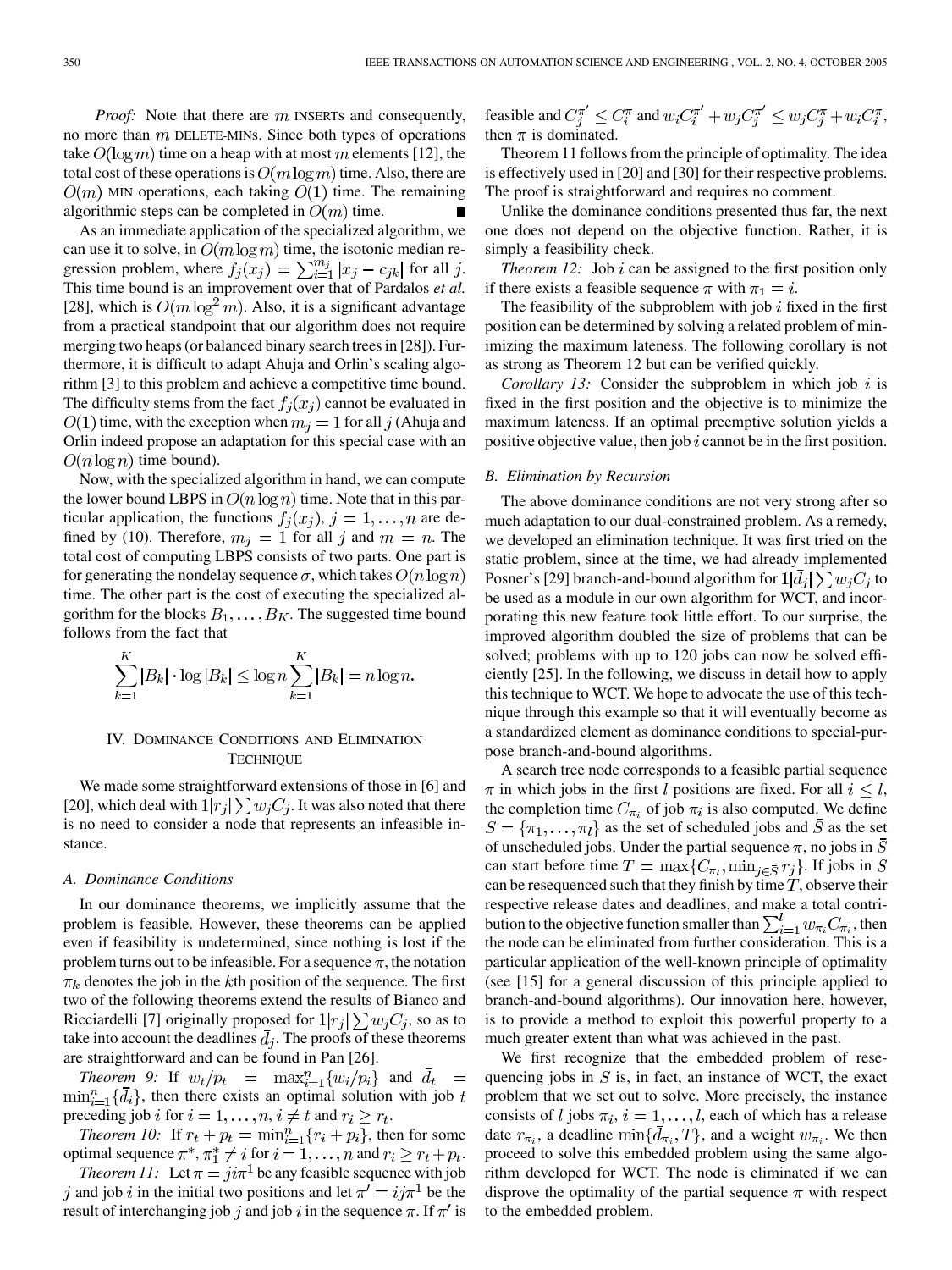*Proof:* Note that there are $m$ INSERTs and consequently, no more than $m$ DELETE-MINs. Since both types of operations take $O(\log m)$ time on a heap with at most $m$ elements [12], the total cost of these operations is $O(m \log m)$ time. Also, there are $O(m)$ MIN operations, each taking $O(1)$ time. The remaining algorithmic steps can be completed in $O(m)$ time. ■

As an immediate application of the specialized algorithm, we can use it to solve, in $O(m \log m)$ time, the isotonic median regression problem, where $f_j(x_j) = \sum_{i=1}^{m_j} |x_j - c_{jk}|$ for all $j$. This time bound is an improvement over that of Pardalos *et al.* [28], which is $O(m \log^2 m)$. Also, it is a significant advantage from a practical standpoint that our algorithm does not require merging two heaps (or balanced binary search trees in [28]). Furthermore, it is difficult to adapt Ahuja and Orlin's scaling algorithm [3] to this problem and achieve a competitive time bound. The difficulty stems from the fact $f_j(x_j)$ cannot be evaluated in $O(1)$ time, with the exception when $m_j = 1$ for all $j$ (Ahuja and Orlin indeed propose an adaptation for this special case with an $O(n \log n)$ time bound).

Now, with the specialized algorithm in hand, we can compute the lower bound LBPS in $O(n \log n)$ time. Note that in this particular application, the functions $f_j(x_j)$, $j = 1, \ldots, n$ are defined by (10). Therefore, $m_j = 1$ for all $j$ and $m = n$. The total cost of computing LBPS consists of two parts. One part is for generating the nondelay sequence $\sigma$, which takes $O(n \log n)$ time. The other part is the cost of executing the specialized algorithm for the blocks $B_1, \ldots, B_K$. The suggested time bound follows from the fact that

$$\sum_{k=1}^{K} |B_k| \cdot \log |B_k| \le \log n \sum_{k=1}^{K} |B_k| = n \log n.$$

## IV. Dominance Conditions and Elimination Technique

We made some straightforward extensions of those in [6] and [20], which deal with $1|r_j|\sum w_j C_j$. It was also noted that there is no need to consider a node that represents an infeasible instance.

### A. Dominance Conditions

In our dominance theorems, we implicitly assume that the problem is feasible. However, these theorems can be applied even if feasibility is undetermined, since nothing is lost if the problem turns out to be infeasible. For a sequence $\pi$, the notation $\pi_k$ denotes the job in the $k$th position of the sequence. The first two of the following theorems extend the results of Bianco and Ricciardelli [7] originally proposed for $1|r_j|\sum w_j C_j$, so as to take into account the deadlines $\bar{d}_j$. The proofs of these theorems are straightforward and can be found in Pan [26].

*Theorem 9:* If $w_t/p_t = \max_{i=1}^{n}\{w_i/p_i\}$ and $\bar{d}_t = \min_{i=1}^{n}\{\bar{d}_i\}$, then there exists an optimal solution with job $t$ preceding job $i$ for $i = 1, \ldots, n$, $i \ne t$ and $r_i \ge r_t$.

*Theorem 10:* If $r_t + p_t = \min_{i=1}^{n}\{r_i + p_i\}$, then for some optimal sequence $\pi^*$, $\pi_1^* \ne i$ for $i = 1, \ldots, n$ and $r_i \ge r_t + p_t$.

*Theorem 11:* Let $\pi = ji\pi^1$ be any feasible sequence with job $j$ and job $i$ in the initial two positions and let $\pi' = ij\pi^1$ be the result of interchanging job $j$ and job $i$ in the sequence $\pi$. If $\pi'$ is feasible and $C_j^{\pi'} \le C_i^{\pi}$ and $w_i C_i^{\pi'} + w_j C_j^{\pi'} \le w_j C_j^{\pi} + w_i C_i^{\pi}$, then $\pi$ is dominated.

Theorem 11 follows from the principle of optimality. The idea is effectively used in [20] and [30] for their respective problems. The proof is straightforward and requires no comment.

Unlike the dominance conditions presented thus far, the next one does not depend on the objective function. Rather, it is simply a feasibility check.

*Theorem 12:* Job $i$ can be assigned to the first position only if there exists a feasible sequence $\pi$ with $\pi_1 = i$.

The feasibility of the subproblem with job $i$ fixed in the first position can be determined by solving a related problem of minimizing the maximum lateness. The following corollary is not as strong as Theorem 12 but can be verified quickly.

*Corollary 13:* Consider the subproblem in which job $i$ is fixed in the first position and the objective is to minimize the maximum lateness. If an optimal preemptive solution yields a positive objective value, then job $i$ cannot be in the first position.

### B. Elimination by Recursion

The above dominance conditions are not very strong after so much adaptation to our dual-constrained problem. As a remedy, we developed an elimination technique. It was first tried on the static problem, since at the time, we had already implemented Posner's [29] branch-and-bound algorithm for $1|\bar{d}_j|\sum w_j C_j$ to be used as a module in our own algorithm for WCT, and incorporating this new feature took little effort. To our surprise, the improved algorithm doubled the size of problems that can be solved; problems with up to 120 jobs can now be solved efficiently [25]. In the following, we discuss in detail how to apply this technique to WCT. We hope to advocate the use of this technique through this example so that it will eventually become as a standardized element as dominance conditions to special-purpose branch-and-bound algorithms.

A search tree node corresponds to a feasible partial sequence $\pi$ in which jobs in the first $l$ positions are fixed. For all $i \le l$, the completion time $C_{\pi_i}$ of job $\pi_i$ is also computed. We define $S = \{\pi_1, \ldots, \pi_l\}$ as the set of scheduled jobs and $\bar{S}$ as the set of unscheduled jobs. Under the partial sequence $\pi$, no jobs in $\bar{S}$ can start before time $T = \max\{C_{\pi_l}, \min_{j \in \bar{S}} r_j\}$. If jobs in $S$ can be resequenced such that they finish by time $T$, observe their respective release dates and deadlines, and make a total contribution to the objective function smaller than $\sum_{i=1}^{l} w_{\pi_i} C_{\pi_i}$, then the node can be eliminated from further consideration. This is a particular application of the well-known principle of optimality (see [15] for a general discussion of this principle applied to branch-and-bound algorithms). Our innovation here, however, is to provide a method to exploit this powerful property to a much greater extent than what was achieved in the past.

We first recognize that the embedded problem of resequencing jobs in $S$ is, in fact, an instance of WCT, the exact problem that we set out to solve. More precisely, the instance consists of $l$ jobs $\pi_i$, $i = 1, \ldots, l$, each of which has a release date $r_{\pi_i}$, a deadline $\min\{\bar{d}_{\pi_i}, T\}$, and a weight $w_{\pi_i}$. We then proceed to solve this embedded problem using the same algorithm developed for WCT. The node is eliminated if we can disprove the optimality of the partial sequence $\pi$ with respect to the embedded problem.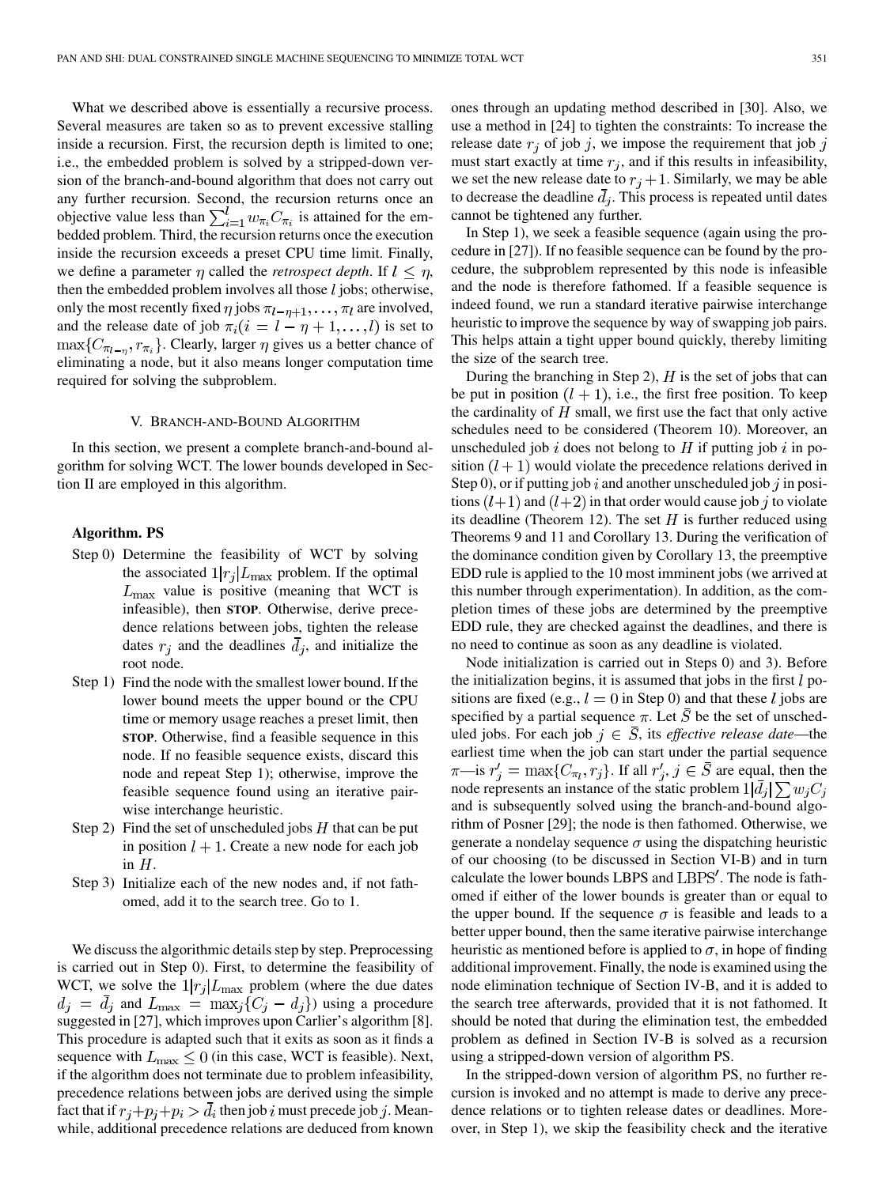What we described above is essentially a recursive process. Several measures are taken so as to prevent excessive stalling inside a recursion. First, the recursion depth is limited to one; i.e., the embedded problem is solved by a stripped-down version of the branch-and-bound algorithm that does not carry out any further recursion. Second, the recursion returns once an objective value less than $\sum_{i=1}^{l} w_{\pi_i} C_{\pi_i}$ is attained for the embedded problem. Third, the recursion returns once the execution inside the recursion exceeds a preset CPU time limit. Finally, we define a parameter $\eta$ called the *retrospect depth*. If $l \leq \eta$, then the embedded problem involves all those $l$ jobs; otherwise, only the most recently fixed $\eta$ jobs $\pi_{l-\eta+1}, \ldots, \pi_l$ are involved, and the release date of job $\pi_i (i = l - \eta + 1, \ldots, l)$ is set to $\max\{C_{\pi_{l-\eta}}, r_{\pi_i}\}$. Clearly, larger $\eta$ gives us a better chance of eliminating a node, but it also means longer computation time required for solving the subproblem.

## V. Branch-and-Bound Algorithm

In this section, we present a complete branch-and-bound algorithm for solving WCT. The lower bounds developed in Section II are employed in this algorithm.

**Algorithm. PS**

- Step 0) Determine the feasibility of WCT by solving the associated $1|r_j|L_{\max}$ problem. If the optimal $L_{\max}$ value is positive (meaning that WCT is infeasible), then **STOP**. Otherwise, derive precedence relations between jobs, tighten the release dates $r_j$ and the deadlines $\bar{d}_j$, and initialize the root node.
- Step 1) Find the node with the smallest lower bound. If the lower bound meets the upper bound or the CPU time or memory usage reaches a preset limit, then **STOP**. Otherwise, find a feasible sequence in this node. If no feasible sequence exists, discard this node and repeat Step 1); otherwise, improve the feasible sequence found using an iterative pairwise interchange heuristic.
- Step 2) Find the set of unscheduled jobs $H$ that can be put in position $l + 1$. Create a new node for each job in $H$.
- Step 3) Initialize each of the new nodes and, if not fathomed, add it to the search tree. Go to 1.

We discuss the algorithmic details step by step. Preprocessing is carried out in Step 0). First, to determine the feasibility of WCT, we solve the $1|r_j|L_{\max}$ problem (where the due dates $d_j = \bar{d}_j$ and $L_{\max} = \max_j\{C_j - d_j\}$) using a procedure suggested in [27], which improves upon Carlier's algorithm [8]. This procedure is adapted such that it exits as soon as it finds a sequence with $L_{\max} \leq 0$ (in this case, WCT is feasible). Next, if the algorithm does not terminate due to problem infeasibility, precedence relations between jobs are derived using the simple fact that if $r_j + p_j + p_i > \bar{d}_i$ then job $i$ must precede job $j$. Meanwhile, additional precedence relations are deduced from known ones through an updating method described in [30]. Also, we use a method in [24] to tighten the constraints: To increase the release date $r_j$ of job $j$, we impose the requirement that job $j$ must start exactly at time $r_j$, and if this results in infeasibility, we set the new release date to $r_j + 1$. Similarly, we may be able to decrease the deadline $\bar{d}_j$. This process is repeated until dates cannot be tightened any further.

In Step 1), we seek a feasible sequence (again using the procedure in [27]). If no feasible sequence can be found by this procedure, the subproblem represented by this node is infeasible and the node is therefore fathomed. If a feasible sequence is indeed found, we run a standard iterative pairwise interchange heuristic to improve the sequence by way of swapping job pairs. This helps attain a tight upper bound quickly, thereby limiting the size of the search tree.

During the branching in Step 2), $H$ is the set of jobs that can be put in position $(l + 1)$, i.e., the first free position. To keep the cardinality of $H$ small, we first use the fact that only active schedules need to be considered (Theorem 10). Moreover, an unscheduled job $i$ does not belong to $H$ if putting job $i$ in position $(l + 1)$ would violate the precedence relations derived in Step 0), or if putting job $i$ and another unscheduled job $j$ in positions $(l+1)$ and $(l+2)$ in that order would cause job $j$ to violate its deadline (Theorem 12). The set $H$ is further reduced using Theorems 9 and 11 and Corollary 13. During the verification of the dominance condition given by Corollary 13, the preemptive EDD rule is applied to the 10 most imminent jobs (we arrived at this number through experimentation). In addition, as the completion times of these jobs are determined by the preemptive EDD rule, they are checked against the deadlines, and there is no need to continue as soon as any deadline is violated.

Node initialization is carried out in Steps 0) and 3). Before the initialization begins, it is assumed that jobs in the first $l$ positions are fixed (e.g., $l = 0$ in Step 0) and that these $l$ jobs are specified by a partial sequence $\pi$. Let $\bar{S}$ be the set of unscheduled jobs. For each job $j \in \bar{S}$, its *effective release date*—the earliest time when the job can start under the partial sequence $\pi$—is $r'_j = \max\{C_{\pi_l}, r_j\}$. If all $r'_j, j \in \bar{S}$ are equal, then the node represents an instance of the static problem $1|\bar{d}_j|\sum w_j C_j$ and is subsequently solved using the branch-and-bound algorithm of Posner [29]; the node is then fathomed. Otherwise, we generate a nondelay sequence $\sigma$ using the dispatching heuristic of our choosing (to be discussed in Section VI-B) and in turn calculate the lower bounds LBPS and $\text{LBPS}'$. The node is fathomed if either of the lower bounds is greater than or equal to the upper bound. If the sequence $\sigma$ is feasible and leads to a better upper bound, then the same iterative pairwise interchange heuristic as mentioned before is applied to $\sigma$, in hope of finding additional improvement. Finally, the node is examined using the node elimination technique of Section IV-B, and it is added to the search tree afterwards, provided that it is not fathomed. It should be noted that during the elimination test, the embedded problem as defined in Section IV-B is solved as a recursion using a stripped-down version of algorithm PS.

In the stripped-down version of algorithm PS, no further recursion is invoked and no attempt is made to derive any precedence relations or to tighten release dates or deadlines. Moreover, in Step 1), we skip the feasibility check and the iterative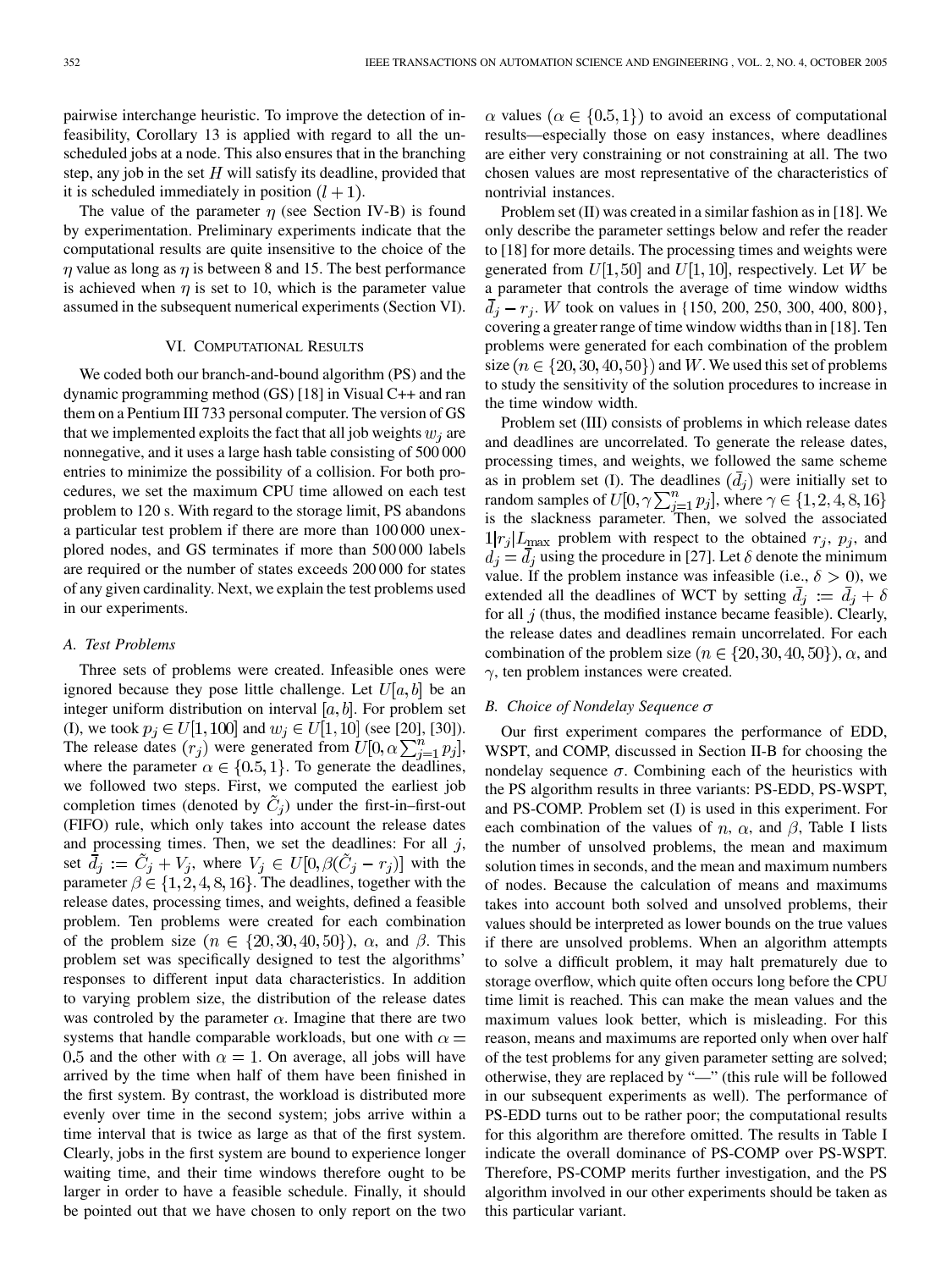pairwise interchange heuristic. To improve the detection of infeasibility, Corollary 13 is applied with regard to all the unscheduled jobs at a node. This also ensures that in the branching step, any job in the set $H$ will satisfy its deadline, provided that it is scheduled immediately in position $(l+1)$.

The value of the parameter $\eta$ (see Section IV-B) is found by experimentation. Preliminary experiments indicate that the computational results are quite insensitive to the choice of the $\eta$ value as long as $\eta$ is between 8 and 15. The best performance is achieved when $\eta$ is set to 10, which is the parameter value assumed in the subsequent numerical experiments (Section VI).

## VI. Computational Results

We coded both our branch-and-bound algorithm (PS) and the dynamic programming method (GS) [18] in Visual C++ and ran them on a Pentium III 733 personal computer. The version of GS that we implemented exploits the fact that all job weights $w_j$ are nonnegative, and it uses a large hash table consisting of 500 000 entries to minimize the possibility of a collision. For both procedures, we set the maximum CPU time allowed on each test problem to 120 s. With regard to the storage limit, PS abandons a particular test problem if there are more than 100 000 unexplored nodes, and GS terminates if more than 500 000 labels are required or the number of states exceeds 200 000 for states of any given cardinality. Next, we explain the test problems used in our experiments.

### A. Test Problems

Three sets of problems were created. Infeasible ones were ignored because they pose little challenge. Let $U[a,b]$ be an integer uniform distribution on interval $[a,b]$. For problem set (I), we took $p_j \in U[1,100]$ and $w_j \in U[1,10]$ (see [20], [30]). The release dates $(r_j)$ were generated from $U[0, \alpha \sum_{j=1}^{n} p_j]$, where the parameter $\alpha \in \{0.5, 1\}$. To generate the deadlines, we followed two steps. First, we computed the earliest job completion times (denoted by $\tilde{C}_j$) under the first-in–first-out (FIFO) rule, which only takes into account the release dates and processing times. Then, we set the deadlines: For all $j$, set $\bar{d}_j := \tilde{C}_j + V_j$, where $V_j \in U[0, \beta(\tilde{C}_j - r_j)]$ with the parameter $\beta \in \{1,2,4,8,16\}$. The deadlines, together with the release dates, processing times, and weights, defined a feasible problem. Ten problems were created for each combination of the problem size $(n \in \{20,30,40,50\})$, $\alpha$, and $\beta$. This problem set was specifically designed to test the algorithms' responses to different input data characteristics. In addition to varying problem size, the distribution of the release dates was controled by the parameter $\alpha$. Imagine that there are two systems that handle comparable workloads, but one with $\alpha = 0.5$ and the other with $\alpha = 1$. On average, all jobs will have arrived by the time when half of them have been finished in the first system. By contrast, the workload is distributed more evenly over time in the second system; jobs arrive within a time interval that is twice as large as that of the first system. Clearly, jobs in the first system are bound to experience longer waiting time, and their time windows therefore ought to be larger in order to have a feasible schedule. Finally, it should be pointed out that we have chosen to only report on the two $\alpha$ values $(\alpha \in \{0.5, 1\})$ to avoid an excess of computational results—especially those on easy instances, where deadlines are either very constraining or not constraining at all. The two chosen values are most representative of the characteristics of nontrivial instances.

Problem set (II) was created in a similar fashion as in [18]. We only describe the parameter settings below and refer the reader to [18] for more details. The processing times and weights were generated from $U[1,50]$ and $U[1,10]$, respectively. Let $W$ be a parameter that controls the average of time window widths $\bar{d}_j - r_j$. $W$ took on values in {150, 200, 250, 300, 400, 800}, covering a greater range of time window widths than in [18]. Ten problems were generated for each combination of the problem size $(n \in \{20,30,40,50\})$ and $W$. We used this set of problems to study the sensitivity of the solution procedures to increase in the time window width.

Problem set (III) consists of problems in which release dates and deadlines are uncorrelated. To generate the release dates, processing times, and weights, we followed the same scheme as in problem set (I). The deadlines $(\bar{d}_j)$ were initially set to random samples of $U[0, \gamma \sum_{j=1}^{n} p_j]$, where $\gamma \in \{1,2,4,8,16\}$ is the slackness parameter. Then, we solved the associated $1|r_j|L_{\max}$ problem with respect to the obtained $r_j$, $p_j$, and $d_j = \bar{d}_j$ using the procedure in [27]. Let $\delta$ denote the minimum value. If the problem instance was infeasible (i.e., $\delta > 0$), we extended all the deadlines of WCT by setting $\bar{d}_j := \bar{d}_j + \delta$ for all $j$ (thus, the modified instance became feasible). Clearly, the release dates and deadlines remain uncorrelated. For each combination of the problem size $(n \in \{20,30,40,50\})$, $\alpha$, and $\gamma$, ten problem instances were created.

### B. Choice of Nondelay Sequence $\sigma$

Our first experiment compares the performance of EDD, WSPT, and COMP, discussed in Section II-B for choosing the nondelay sequence $\sigma$. Combining each of the heuristics with the PS algorithm results in three variants: PS-EDD, PS-WSPT, and PS-COMP. Problem set (I) is used in this experiment. For each combination of the values of $n$, $\alpha$, and $\beta$, Table I lists the number of unsolved problems, the mean and maximum solution times in seconds, and the mean and maximum numbers of nodes. Because the calculation of means and maximums takes into account both solved and unsolved problems, their values should be interpreted as lower bounds on the true values if there are unsolved problems. When an algorithm attempts to solve a difficult problem, it may halt prematurely due to storage overflow, which quite often occurs long before the CPU time limit is reached. This can make the mean values and the maximum values look better, which is misleading. For this reason, means and maximums are reported only when over half of the test problems for any given parameter setting are solved; otherwise, they are replaced by "—" (this rule will be followed in our subsequent experiments as well). The performance of PS-EDD turns out to be rather poor; the computational results for this algorithm are therefore omitted. The results in Table I indicate the overall dominance of PS-COMP over PS-WSPT. Therefore, PS-COMP merits further investigation, and the PS algorithm involved in our other experiments should be taken as this particular variant.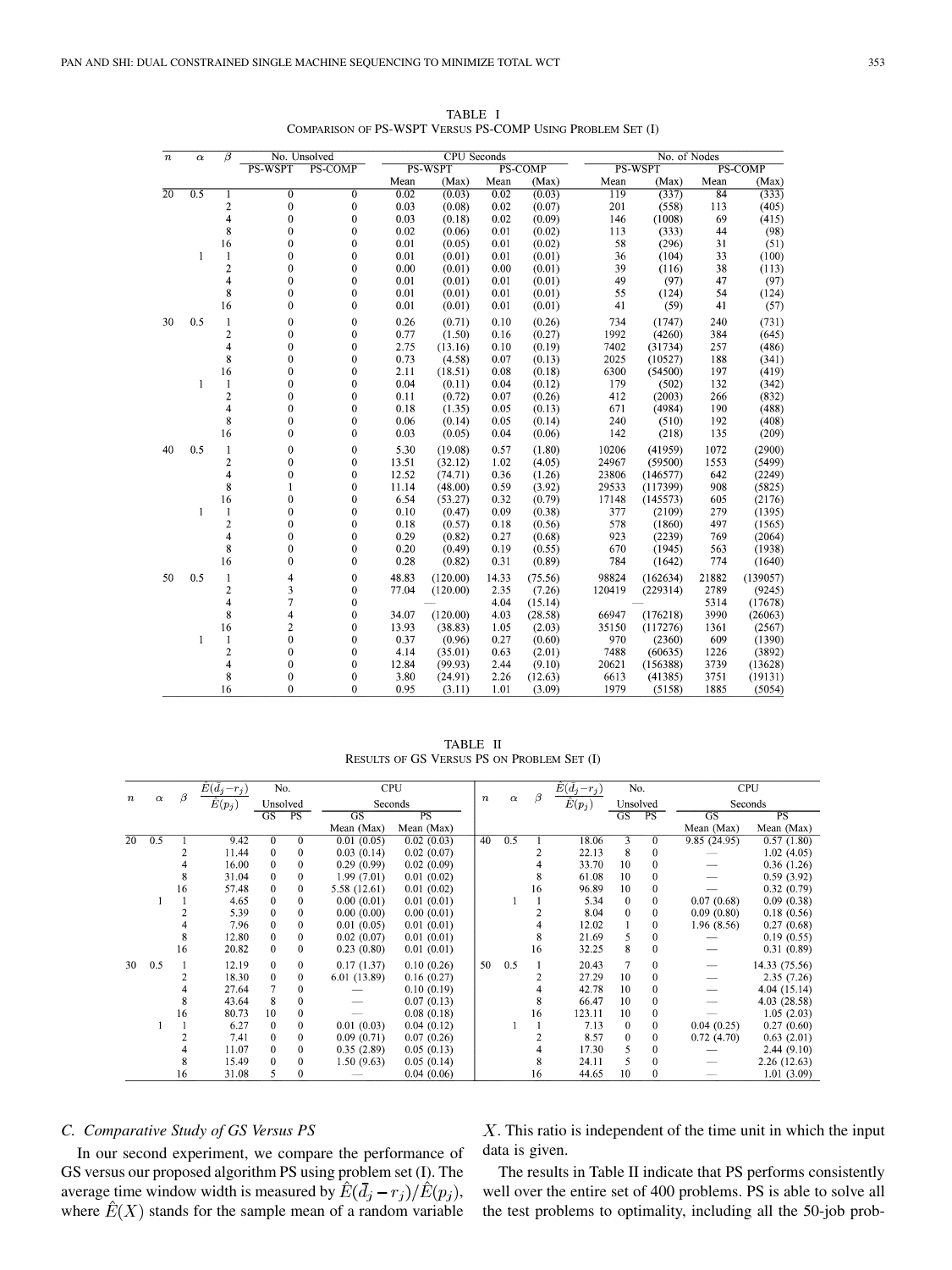TABLE I

Comparison of PS-WSPT Versus PS-COMP Using Problem Set (I)

| $n$ | $\alpha$ | $\beta$ | No. Unsolved | | CPU Seconds | | | | No. of Nodes | | | |
|---|---|---|---|---|---|---|---|---|---|---|---|---|
| | | | PS-WSPT | PS-COMP | PS-WSPT | | PS-COMP | | PS-WSPT | | PS-COMP | |
| | | | | | Mean | (Max) | Mean | (Max) | Mean | (Max) | Mean | (Max) |
| 20 | 0.5 | 1 | 0 | 0 | 0.02 | (0.03) | 0.02 | (0.03) | 119 | (337) | 84 | (333) |
| | | 2 | 0 | 0 | 0.03 | (0.08) | 0.02 | (0.07) | 201 | (558) | 113 | (405) |
| | | 4 | 0 | 0 | 0.03 | (0.18) | 0.02 | (0.09) | 146 | (1008) | 69 | (415) |
| | | 8 | 0 | 0 | 0.02 | (0.06) | 0.01 | (0.02) | 113 | (333) | 44 | (98) |
| | | 16 | 0 | 0 | 0.01 | (0.05) | 0.01 | (0.02) | 58 | (296) | 31 | (51) |
| | 1 | 1 | 0 | 0 | 0.01 | (0.01) | 0.01 | (0.01) | 36 | (104) | 33 | (100) |
| | | 2 | 0 | 0 | 0.00 | (0.01) | 0.00 | (0.01) | 39 | (116) | 38 | (113) |
| | | 4 | 0 | 0 | 0.01 | (0.01) | 0.01 | (0.01) | 49 | (97) | 47 | (97) |
| | | 8 | 0 | 0 | 0.01 | (0.01) | 0.01 | (0.01) | 55 | (124) | 54 | (124) |
| | | 16 | 0 | 0 | 0.01 | (0.01) | 0.01 | (0.01) | 41 | (59) | 41 | (57) |
| 30 | 0.5 | 1 | 0 | 0 | 0.26 | (0.71) | 0.10 | (0.26) | 734 | (1747) | 240 | (731) |
| | | 2 | 0 | 0 | 0.77 | (1.50) | 0.16 | (0.27) | 1992 | (4260) | 384 | (645) |
| | | 4 | 0 | 0 | 2.75 | (13.16) | 0.10 | (0.19) | 7402 | (31734) | 257 | (486) |
| | | 8 | 0 | 0 | 0.73 | (4.58) | 0.07 | (0.13) | 2025 | (10527) | 188 | (341) |
| | | 16 | 0 | 0 | 2.11 | (18.51) | 0.08 | (0.18) | 6300 | (54500) | 197 | (419) |
| | 1 | 1 | 0 | 0 | 0.04 | (0.11) | 0.04 | (0.12) | 179 | (502) | 132 | (342) |
| | | 2 | 0 | 0 | 0.11 | (0.72) | 0.07 | (0.26) | 412 | (2003) | 266 | (832) |
| | | 4 | 0 | 0 | 0.18 | (1.35) | 0.05 | (0.13) | 671 | (4984) | 190 | (488) |
| | | 8 | 0 | 0 | 0.06 | (0.14) | 0.05 | (0.14) | 240 | (510) | 192 | (408) |
| | | 16 | 0 | 0 | 0.03 | (0.05) | 0.04 | (0.06) | 142 | (218) | 135 | (209) |
| 40 | 0.5 | 1 | 0 | 0 | 5.30 | (19.08) | 0.57 | (1.80) | 10206 | (41959) | 1072 | (2900) |
| | | 2 | 0 | 0 | 13.51 | (32.12) | 1.02 | (4.05) | 24967 | (59500) | 1553 | (5499) |
| | | 4 | 0 | 0 | 12.52 | (74.71) | 0.36 | (1.26) | 23806 | (146577) | 642 | (2249) |
| | | 8 | 1 | 0 | 11.14 | (48.00) | 0.59 | (3.92) | 29533 | (117399) | 908 | (5825) |
| | | 16 | 0 | 0 | 6.54 | (53.27) | 0.32 | (0.79) | 17148 | (145573) | 605 | (2176) |
| | 1 | 1 | 0 | 0 | 0.10 | (0.47) | 0.09 | (0.38) | 377 | (2109) | 279 | (1395) |
| | | 2 | 0 | 0 | 0.18 | (0.57) | 0.18 | (0.56) | 578 | (1860) | 497 | (1565) |
| | | 4 | 0 | 0 | 0.29 | (0.82) | 0.27 | (0.68) | 923 | (2239) | 769 | (2064) |
| | | 8 | 0 | 0 | 0.20 | (0.49) | 0.19 | (0.55) | 670 | (1945) | 563 | (1938) |
| | | 16 | 0 | 0 | 0.28 | (0.82) | 0.31 | (0.89) | 784 | (1642) | 774 | (1640) |
| 50 | 0.5 | 1 | 4 | 0 | 48.83 | (120.00) | 14.33 | (75.56) | 98824 | (162634) | 21882 | (139057) |
| | | 2 | 3 | 0 | 77.04 | (120.00) | 2.35 | (7.26) | 120419 | (229314) | 2789 | (9245) |
| | | 4 | 7 | 0 | — | | 4.04 | (15.14) | — | | 5314 | (17678) |
| | | 8 | 4 | 0 | 34.07 | (120.00) | 4.03 | (28.58) | 66947 | (176218) | 3990 | (26063) |
| | | 16 | 2 | 0 | 13.93 | (38.83) | 1.05 | (2.03) | 35150 | (117276) | 1361 | (2567) |
| | 1 | 1 | 0 | 0 | 0.37 | (0.96) | 0.27 | (0.60) | 970 | (2360) | 609 | (1390) |
| | | 2 | 0 | 0 | 4.14 | (35.01) | 0.63 | (2.01) | 7488 | (60635) | 1226 | (3892) |
| | | 4 | 0 | 0 | 12.84 | (99.93) | 2.44 | (9.10) | 20621 | (156388) | 3739 | (13628) |
| | | 8 | 0 | 0 | 3.80 | (24.91) | 2.26 | (12.63) | 6613 | (41385) | 3751 | (19131) |
| | | 16 | 0 | 0 | 0.95 | (3.11) | 1.01 | (3.09) | 1979 | (5158) | 1885 | (5054) |

TABLE II

Results of GS Versus PS on Problem Set (I)

| $n$ | $\alpha$ | $\beta$ | $\frac{\hat{E}(\bar{d}_j - r_j)}{\hat{E}(p_j)}$ | No. Unsolved | | CPU Seconds | | $n$ | $\alpha$ | $\beta$ | $\frac{\hat{E}(\bar{d}_j - r_j)}{\hat{E}(p_j)}$ | No. Unsolved | | CPU Seconds | |
|---|---|---|---|---|---|---|---|---|---|---|---|---|---|---|---|
| | | | | GS | PS | GS Mean (Max) | PS Mean (Max) | | | | | GS | PS | GS Mean (Max) | PS Mean (Max) |
| 20 | 0.5 | 1 | 9.42 | 0 | 0 | 0.01 (0.05) | 0.02 (0.03) | 40 | 0.5 | 1 | 18.06 | 3 | 0 | 9.85 (24.95) | 0.57 (1.80) |
| | | 2 | 11.44 | 0 | 0 | 0.03 (0.14) | 0.02 (0.07) | | | 2 | 22.13 | 8 | 0 | — | 1.02 (4.05) |
| | | 4 | 16.00 | 0 | 0 | 0.29 (0.99) | 0.02 (0.09) | | | 4 | 33.70 | 10 | 0 | — | 0.36 (1.26) |
| | | 8 | 31.04 | 0 | 0 | 1.99 (7.01) | 0.01 (0.02) | | | 8 | 61.08 | 10 | 0 | — | 0.59 (3.92) |
| | | 16 | 57.48 | 0 | 0 | 5.58 (12.61) | 0.01 (0.02) | | | 16 | 96.89 | 10 | 0 | — | 0.32 (0.79) |
| | 1 | 1 | 4.65 | 0 | 0 | 0.00 (0.01) | 0.01 (0.01) | | 1 | 1 | 5.34 | 0 | 0 | 0.07 (0.68) | 0.09 (0.38) |
| | | 2 | 5.39 | 0 | 0 | 0.00 (0.00) | 0.00 (0.01) | | | 2 | 8.04 | 0 | 0 | 0.09 (0.80) | 0.18 (0.56) |
| | | 4 | 7.96 | 0 | 0 | 0.01 (0.05) | 0.01 (0.01) | | | 4 | 12.02 | 1 | 0 | 1.96 (8.56) | 0.27 (0.68) |
| | | 8 | 12.80 | 0 | 0 | 0.02 (0.07) | 0.01 (0.01) | | | 8 | 21.69 | 5 | 0 | — | 0.19 (0.55) |
| | | 16 | 20.82 | 0 | 0 | 0.23 (0.80) | 0.01 (0.01) | | | 16 | 32.25 | 8 | 0 | — | 0.31 (0.89) |
| 30 | 0.5 | 1 | 12.19 | 0 | 0 | 0.17 (1.37) | 0.10 (0.26) | 50 | 0.5 | 1 | 20.43 | 7 | 0 | — | 14.33 (75.56) |
| | | 2 | 18.30 | 0 | 0 | 6.01 (13.89) | 0.16 (0.27) | | | 2 | 27.29 | 10 | 0 | — | 2.35 (7.26) |
| | | 4 | 27.64 | 7 | 0 | — | 0.10 (0.19) | | | 4 | 42.78 | 10 | 0 | — | 4.04 (15.14) |
| | | 8 | 43.64 | 8 | 0 | — | 0.07 (0.13) | | | 8 | 66.47 | 10 | 0 | — | 4.03 (28.58) |
| | | 16 | 80.73 | 10 | 0 | — | 0.08 (0.18) | | | 16 | 123.11 | 10 | 0 | — | 1.05 (2.03) |
| | 1 | 1 | 6.27 | 0 | 0 | 0.01 (0.03) | 0.04 (0.12) | | 1 | 1 | 7.13 | 0 | 0 | 0.04 (0.25) | 0.27 (0.60) |
| | | 2 | 7.41 | 0 | 0 | 0.09 (0.71) | 0.07 (0.26) | | | 2 | 8.57 | 0 | 0 | 0.72 (4.70) | 0.63 (2.01) |
| | | 4 | 11.07 | 0 | 0 | 0.35 (2.89) | 0.05 (0.13) | | | 4 | 17.30 | 5 | 0 | — | 2.44 (9.10) |
| | | 8 | 15.49 | 0 | 0 | 1.50 (9.63) | 0.05 (0.14) | | | 8 | 24.11 | 5 | 0 | — | 2.26 (12.63) |
| | | 16 | 31.08 | 5 | 0 | — | 0.04 (0.06) | | | 16 | 44.65 | 10 | 0 | — | 1.01 (3.09) |

### C. Comparative Study of GS Versus PS

In our second experiment, we compare the performance of GS versus our proposed algorithm PS using problem set (I). The average time window width is measured by $\hat{E}(\bar{d}_j - r_j)/\hat{E}(p_j)$, where $\hat{E}(X)$ stands for the sample mean of a random variable $X$. This ratio is independent of the time unit in which the input data is given.

The results in Table II indicate that PS performs consistently well over the entire set of 400 problems. PS is able to solve all the test problems to optimality, including all the 50-job prob-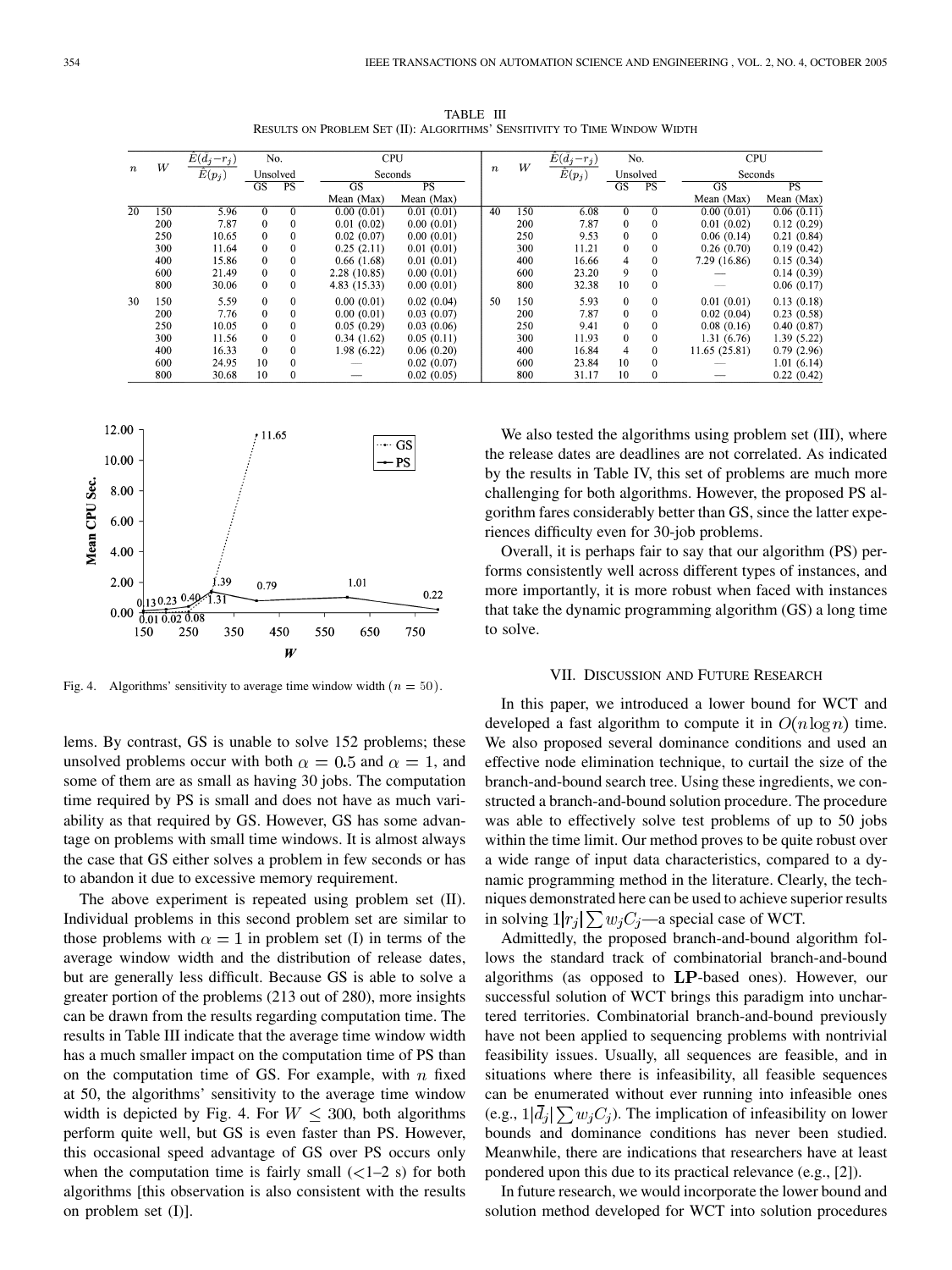TABLE III
RESULTS ON PROBLEM SET (II): ALGORITHMS' SENSITIVITY TO TIME WINDOW WIDTH

| $n$ | $W$ | $\frac{\hat{E}(\bar{d}_j - r_j)}{\hat{E}(p_j)}$ | No. Unsolved | | CPU Seconds | | $n$ | $W$ | $\frac{\hat{E}(\bar{d}_j - r_j)}{\hat{E}(p_j)}$ | No. Unsolved | | CPU Seconds | |
|---|---|---|---|---|---|---|---|---|---|---|---|---|---|
| | | | GS | PS | GS Mean (Max) | PS Mean (Max) | | | | GS | PS | GS Mean (Max) | PS Mean (Max) |
| 20 | 150 | 5.96 | 0 | 0 | 0.00 (0.01) | 0.01 (0.01) | 40 | 150 | 6.08 | 0 | 0 | 0.00 (0.01) | 0.06 (0.11) |
| | 200 | 7.87 | 0 | 0 | 0.01 (0.02) | 0.00 (0.01) | | 200 | 7.87 | 0 | 0 | 0.01 (0.02) | 0.12 (0.29) |
| | 250 | 10.65 | 0 | 0 | 0.02 (0.07) | 0.00 (0.01) | | 250 | 9.53 | 0 | 0 | 0.06 (0.14) | 0.21 (0.84) |
| | 300 | 11.64 | 0 | 0 | 0.25 (2.11) | 0.01 (0.01) | | 300 | 11.21 | 0 | 0 | 0.26 (0.70) | 0.19 (0.42) |
| | 400 | 15.86 | 0 | 0 | 0.66 (1.68) | 0.01 (0.01) | | 400 | 16.66 | 4 | 0 | 7.29 (16.86) | 0.15 (0.34) |
| | 600 | 21.49 | 0 | 0 | 2.28 (10.85) | 0.00 (0.01) | | 600 | 23.20 | 9 | 0 | — | 0.14 (0.39) |
| | 800 | 30.06 | 0 | 0 | 4.83 (15.33) | 0.00 (0.01) | | 800 | 32.38 | 10 | 0 | — | 0.06 (0.17) |
| 30 | 150 | 5.59 | 0 | 0 | 0.00 (0.01) | 0.02 (0.04) | 50 | 150 | 5.93 | 0 | 0 | 0.01 (0.01) | 0.13 (0.18) |
| | 200 | 7.76 | 0 | 0 | 0.00 (0.01) | 0.03 (0.07) | | 200 | 7.87 | 0 | 0 | 0.02 (0.04) | 0.23 (0.58) |
| | 250 | 10.05 | 0 | 0 | 0.05 (0.29) | 0.03 (0.06) | | 250 | 9.41 | 0 | 0 | 0.08 (0.16) | 0.40 (0.87) |
| | 300 | 11.56 | 0 | 0 | 0.34 (1.62) | 0.05 (0.11) | | 300 | 11.93 | 0 | 0 | 1.31 (6.76) | 1.39 (5.22) |
| | 400 | 16.33 | 0 | 0 | 1.98 (6.22) | 0.06 (0.20) | | 400 | 16.84 | 4 | 0 | 11.65 (25.81) | 0.79 (2.96) |
| | 600 | 24.95 | 10 | 0 | — | 0.02 (0.07) | | 600 | 23.84 | 10 | 0 | — | 1.01 (6.14) |
| | 800 | 30.68 | 10 | 0 | — | 0.02 (0.05) | | 800 | 31.17 | 10 | 0 | — | 0.22 (0.42) |

Fig. 4. Algorithms' sensitivity to average time window width ($n = 50$).

lems. By contrast, GS is unable to solve 152 problems; these unsolved problems occur with both $\alpha = 0.5$ and $\alpha = 1$, and some of them are as small as having 30 jobs. The computation time required by PS is small and does not have as much variability as that required by GS. However, GS has some advantage on problems with small time windows. It is almost always the case that GS either solves a problem in few seconds or has to abandon it due to excessive memory requirement.

The above experiment is repeated using problem set (II). Individual problems in this second problem set are similar to those problems with $\alpha = 1$ in problem set (I) in terms of the average window width and the distribution of release dates, but are generally less difficult. Because GS is able to solve a greater portion of the problems (213 out of 280), more insights can be drawn from the results regarding computation time. The results in Table III indicate that the average time window width has a much smaller impact on the computation time of PS than on the computation time of GS. For example, with $n$ fixed at 50, the algorithms' sensitivity to the average time window width is depicted by Fig. 4. For $W \leq 300$, both algorithms perform quite well, but GS is even faster than PS. However, this occasional speed advantage of GS over PS occurs only when the computation time is fairly small (<1–2 s) for both algorithms [this observation is also consistent with the results on problem set (I)].

We also tested the algorithms using problem set (III), where the release dates are deadlines are not correlated. As indicated by the results in Table IV, this set of problems are much more challenging for both algorithms. However, the proposed PS algorithm fares considerably better than GS, since the latter experiences difficulty even for 30-job problems.

Overall, it is perhaps fair to say that our algorithm (PS) performs consistently well across different types of instances, and more importantly, it is more robust when faced with instances that take the dynamic programming algorithm (GS) a long time to solve.

## VII. Discussion and Future Research

In this paper, we introduced a lower bound for WCT and developed a fast algorithm to compute it in $O(n \log n)$ time. We also proposed several dominance conditions and used an effective node elimination technique, to curtail the size of the branch-and-bound search tree. Using these ingredients, we constructed a branch-and-bound solution procedure. The procedure was able to effectively solve test problems of up to 50 jobs within the time limit. Our method proves to be quite robust over a wide range of input data characteristics, compared to a dynamic programming method in the literature. Clearly, the techniques demonstrated here can be used to achieve superior results in solving $1|r_j|\sum w_j C_j$—a special case of WCT.

Admittedly, the proposed branch-and-bound algorithm follows the standard track of combinatorial branch-and-bound algorithms (as opposed to **LP**-based ones). However, our successful solution of WCT brings this paradigm into unchartered territories. Combinatorial branch-and-bound previously have not been applied to sequencing problems with nontrivial feasibility issues. Usually, all sequences are feasible, and in situations where there is infeasibility, all feasible sequences can be enumerated without ever running into infeasible ones (e.g., $1|\bar{d}_j|\sum w_j C_j$). The implication of infeasibility on lower bounds and dominance conditions has never been studied. Meanwhile, there are indications that researchers have at least pondered upon this due to its practical relevance (e.g., [2]).

In future research, we would incorporate the lower bound and solution method developed for WCT into solution procedures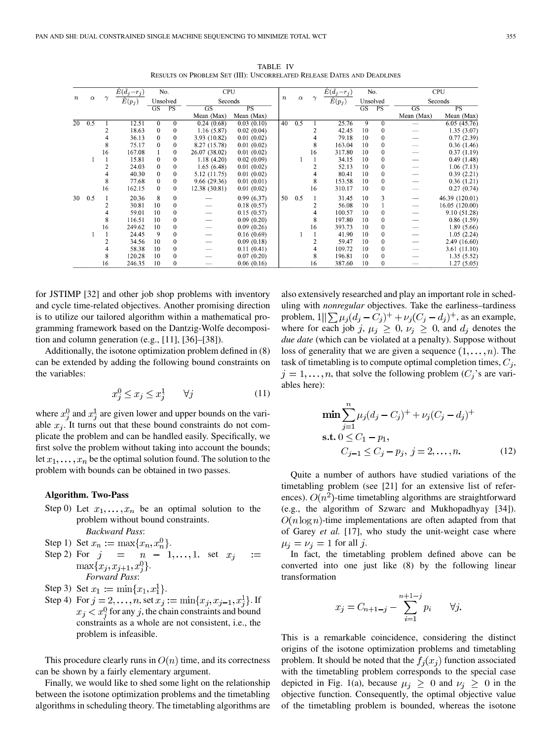TABLE IV
RESULTS ON PROBLEM SET (III): UNCORRELATED RELEASE DATES AND DEADLINES

| $n$ | $\alpha$ | $\gamma$ | $\frac{\hat{E}(d_j - r_j)}{\hat{E}(p_j)}$ | No. Unsolved GS | No. Unsolved PS | CPU Seconds GS Mean (Max) | CPU Seconds PS Mean (Max) | $n$ | $\alpha$ | $\gamma$ | $\frac{\hat{E}(d_j - r_j)}{\hat{E}(p_j)}$ | No. Unsolved GS | No. Unsolved PS | CPU Seconds GS Mean (Max) | CPU Seconds PS Mean (Max) |
|---|---|---|---|---|---|---|---|---|---|---|---|---|---|---|---|
| 20 | 0.5 | 1 | 12.51 | 0 | 0 | 0.24 (0.68) | 0.03 (0.10) | 40 | 0.5 | 1 | 25.76 | 9 | 0 | — | 6.05 (45.76) |
| | | 2 | 18.63 | 0 | 0 | 1.16 (5.87) | 0.02 (0.04) | | | 2 | 42.45 | 10 | 0 | — | 1.35 (3.07) |
| | | 4 | 36.13 | 0 | 0 | 3.93 (10.82) | 0.01 (0.02) | | | 4 | 79.18 | 10 | 0 | — | 0.77 (2.39) |
| | | 8 | 75.17 | 0 | 0 | 8.27 (15.78) | 0.01 (0.02) | | | 8 | 163.04 | 10 | 0 | — | 0.36 (1.46) |
| | | 16 | 167.08 | 1 | 0 | 26.07 (38.02) | 0.01 (0.02) | | | 16 | 317.80 | 10 | 0 | — | 0.37 (1.19) |
| | 1 | 1 | 15.81 | 0 | 0 | 1.18 (4.20) | 0.02 (0.09) | | 1 | 1 | 34.15 | 10 | 0 | — | 0.49 (1.48) |
| | | 2 | 24.03 | 0 | 0 | 1.65 (6.48) | 0.01 (0.02) | | | 2 | 52.13 | 10 | 0 | — | 1.06 (7.13) |
| | | 4 | 40.30 | 0 | 0 | 5.12 (11.75) | 0.01 (0.02) | | | 4 | 80.41 | 10 | 0 | — | 0.39 (2.21) |
| | | 8 | 77.68 | 0 | 0 | 9.66 (29.36) | 0.01 (0.01) | | | 8 | 153.58 | 10 | 0 | — | 0.36 (1.21) |
| | | 16 | 162.15 | 0 | 0 | 12.38 (30.81) | 0.01 (0.02) | | | 16 | 310.17 | 10 | 0 | — | 0.27 (0.74) |
| 30 | 0.5 | 1 | 20.36 | 8 | 0 | — | 0.99 (6.37) | 50 | 0.5 | 1 | 31.45 | 10 | 3 | — | 46.39 (120.01) |
| | | 2 | 30.81 | 10 | 0 | — | 0.18 (0.57) | | | 2 | 56.08 | 10 | 1 | — | 16.05 (120.00) |
| | | 4 | 59.01 | 10 | 0 | — | 0.15 (0.57) | | | 4 | 100.57 | 10 | 0 | — | 9.10 (51.28) |
| | | 8 | 116.51 | 10 | 0 | — | 0.09 (0.20) | | | 8 | 197.80 | 10 | 0 | — | 0.86 (1.59) |
| | | 16 | 249.62 | 10 | 0 | — | 0.09 (0.26) | | | 16 | 393.73 | 10 | 0 | — | 1.89 (5.66) |
| | 1 | 1 | 24.45 | 9 | 0 | — | 0.16 (0.69) | | 1 | 1 | 41.90 | 10 | 0 | — | 1.05 (2.24) |
| | | 2 | 34.56 | 10 | 0 | — | 0.09 (0.18) | | | 2 | 59.47 | 10 | 0 | — | 2.49 (16.60) |
| | | 4 | 58.38 | 10 | 0 | — | 0.11 (0.41) | | | 4 | 109.72 | 10 | 0 | — | 3.61 (11.10) |
| | | 8 | 120.28 | 10 | 0 | — | 0.07 (0.20) | | | 8 | 196.81 | 10 | 0 | — | 1.35 (5.52) |
| | | 16 | 246.35 | 10 | 0 | — | 0.06 (0.16) | | | 16 | 387.60 | 10 | 0 | — | 1.27 (5.05) |

for JSTIMP [32] and other job shop problems with inventory and cycle time-related objectives. Another promising direction is to utilize our tailored algorithm within a mathematical programming framework based on the Dantzig-Wolfe decomposition and column generation (e.g., [11], [36]–[38]).

Additionally, the isotone optimization problem defined in (8) can be extended by adding the following bound constraints on the variables:

$$x_j^0 \le x_j \le x_j^1 \qquad \forall j \tag{11}$$

where $x_j^0$ and $x_j^1$ are given lower and upper bounds on the variable $x_j$. It turns out that these bound constraints do not complicate the problem and can be handled easily. Specifically, we first solve the problem without taking into account the bounds; let $x_1, \ldots, x_n$ be the optimal solution found. The solution to the problem with bounds can be obtained in two passes.

**Algorithm. Two-Pass**

Step 0) Let $x_1, \ldots, x_n$ be an optimal solution to the problem without bound constraints.

*Backward Pass*:

Step 1) Set $x_n := \max\{x_n, x_n^0\}$.

Step 2) For $j = n-1, \ldots, 1$, set $x_j := \max\{x_j, x_{j+1}, x_j^0\}$.

*Forward Pass*:

Step 3) Set $x_1 := \min\{x_1, x_1^1\}$.

Step 4) For $j = 2, \ldots, n$, set $x_j := \min\{x_j, x_{j-1}, x_j^1\}$. If $x_j < x_j^0$ for any $j$, the chain constraints and bound constraints as a whole are not consistent, i.e., the problem is infeasible.

This procedure clearly runs in $O(n)$ time, and its correctness can be shown by a fairly elementary argument.

Finally, we would like to shed some light on the relationship between the isotone optimization problems and the timetabling algorithms in scheduling theory. The timetabling algorithms are also extensively researched and play an important role in scheduling with *nonregular* objectives. Take the earliness–tardiness problem, $1||\sum \mu_j(d_j - C_j)^+ + \nu_j(C_j - d_j)^+$, as an example, where for each job $j$, $\mu_j \ge 0$, $\nu_j \ge 0$, and $d_j$ denotes the *due date* (which can be violated at a penalty). Suppose without loss of generality that we are given a sequence $(1, \ldots, n)$. The task of timetabling is to compute optimal completion times, $C_j$, $j = 1, \ldots, n$, that solve the following problem ($C_j$'s are variables here):

$$\begin{aligned}
\min \sum_{j=1}^{n} & \mu_j(d_j - C_j)^+ + \nu_j(C_j - d_j)^+ \\
\text{s.t. } & 0 \le C_1 - p_1, \\
& C_{j-1} \le C_j - p_j, \; j = 2, \ldots, n.
\end{aligned} \tag{12}$$

Quite a number of authors have studied variations of the timetabling problem (see [21] for an extensive list of references). $O(n^2)$-time timetabling algorithms are straightforward (e.g., the algorithm of Szwarc and Mukhopadhyay [34]). $O(n \log n)$-time implementations are often adapted from that of Garey *et al.* [17], who study the unit-weight case where $\mu_j = \nu_j = 1$ for all $j$.

In fact, the timetabling problem defined above can be converted into one just like (8) by the following linear transformation

$$x_j = C_{n+1-j} - \sum_{i=1}^{n+1-j} p_i \qquad \forall j.$$

This is a remarkable coincidence, considering the distinct origins of the isotone optimization problems and timetabling problem. It should be noted that the $f_j(x_j)$ function associated with the timetabling problem corresponds to the special case depicted in Fig. 1(a), because $\mu_j \ge 0$ and $\nu_j \ge 0$ in the objective function. Consequently, the optimal objective value of the timetabling problem is bounded, whereas the isotone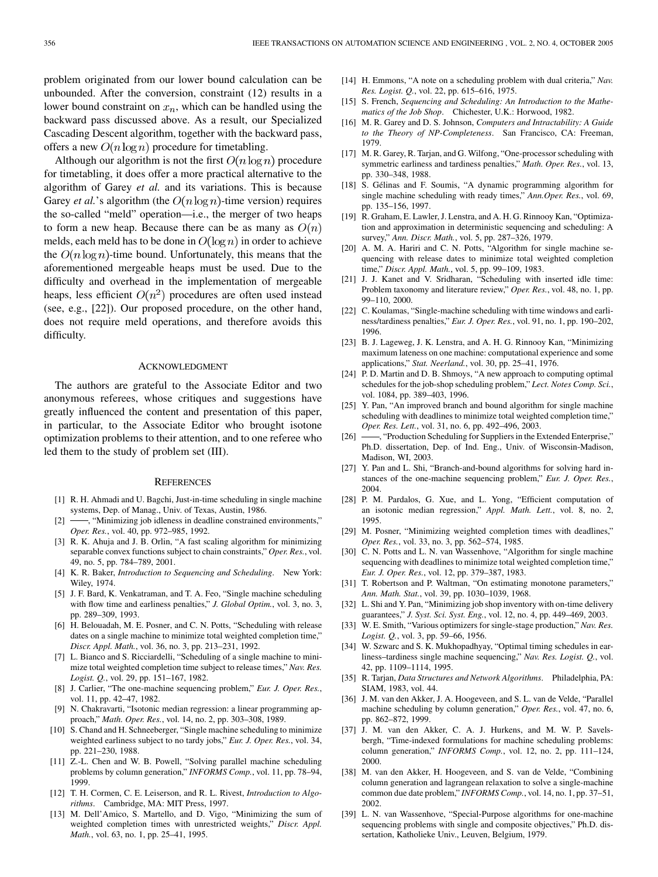problem originated from our lower bound calculation can be unbounded. After the conversion, constraint (12) results in a lower bound constraint on $x_n$, which can be handled using the backward pass discussed above. As a result, our Specialized Cascading Descent algorithm, together with the backward pass, offers a new $O(n \log n)$ procedure for timetabling.

Although our algorithm is not the first $O(n \log n)$ procedure for timetabling, it does offer a more practical alternative to the algorithm of Garey *et al.* and its variations. This is because Garey *et al.*'s algorithm (the $O(n \log n)$-time version) requires the so-called "meld" operation—i.e., the merger of two heaps to form a new heap. Because there can be as many as $O(n)$ melds, each meld has to be done in $O(\log n)$ in order to achieve the $O(n \log n)$-time bound. Unfortunately, this means that the aforementioned mergeable heaps must be used. Due to the difficulty and overhead in the implementation of mergeable heaps, less efficient $O(n^2)$ procedures are often used instead (see, e.g., [22]). Our proposed procedure, on the other hand, does not require meld operations, and therefore avoids this difficulty.

## Acknowledgment

The authors are grateful to the Associate Editor and two anonymous referees, whose critiques and suggestions have greatly influenced the content and presentation of this paper, in particular, to the Associate Editor who brought isotone optimization problems to their attention, and to one referee who led them to the study of problem set (III).

## References

[1] R. H. Ahmadi and U. Bagchi, Just-in-time scheduling in single machine systems, Dep. of Manag., Univ. of Texas, Austin, 1986.

[2] ——, "Minimizing job idleness in deadline constrained environments," *Oper. Res.*, vol. 40, pp. 972–985, 1992.

[3] R. K. Ahuja and J. B. Orlin, "A fast scaling algorithm for minimizing separable convex functions subject to chain constraints," *Oper. Res.*, vol. 49, no. 5, pp. 784–789, 2001.

[4] K. R. Baker, *Introduction to Sequencing and Scheduling*. New York: Wiley, 1974.

[5] J. F. Bard, K. Venkatraman, and T. A. Feo, "Single machine scheduling with flow time and earliness penalties," *J. Global Optim.*, vol. 3, no. 3, pp. 289–309, 1993.

[6] H. Belouadah, M. E. Posner, and C. N. Potts, "Scheduling with release dates on a single machine to minimize total weighted completion time," *Discr. Appl. Math.*, vol. 36, no. 3, pp. 213–231, 1992.

[7] L. Bianco and S. Ricciardelli, "Scheduling of a single machine to minimize total weighted completion time subject to release times," *Nav. Res. Logist. Q.*, vol. 29, pp. 151–167, 1982.

[8] J. Carlier, "The one-machine sequencing problem," *Eur. J. Oper. Res.*, vol. 11, pp. 42–47, 1982.

[9] N. Chakravarti, "Isotonic median regression: a linear programming approach," *Math. Oper. Res.*, vol. 14, no. 2, pp. 303–308, 1989.

[10] S. Chand and H. Schneeberger, "Single machine scheduling to minimize weighted earliness subject to no tardy jobs," *Eur. J. Oper. Res.*, vol. 34, pp. 221–230, 1988.

[11] Z.-L. Chen and W. B. Powell, "Solving parallel machine scheduling problems by column generation," *INFORMS Comp.*, vol. 11, pp. 78–94, 1999.

[12] T. H. Cormen, C. E. Leiserson, and R. L. Rivest, *Introduction to Algorithms*. Cambridge, MA: MIT Press, 1997.

[13] M. Dell'Amico, S. Martello, and D. Vigo, "Minimizing the sum of weighted completion times with unrestricted weights," *Discr. Appl. Math.*, vol. 63, no. 1, pp. 25–41, 1995.

[14] H. Emmons, "A note on a scheduling problem with dual criteria," *Nav. Res. Logist. Q.*, vol. 22, pp. 615–616, 1975.

[15] S. French, *Sequencing and Scheduling: An Introduction to the Mathematics of the Job Shop*. Chichester, U.K.: Horwood, 1982.

[16] M. R. Garey and D. S. Johnson, *Computers and Intractability: A Guide to the Theory of NP-Completeness*. San Francisco, CA: Freeman, 1979.

[17] M. R. Garey, R. Tarjan, and G. Wilfong, "One-processor scheduling with symmetric earliness and tardiness penalties," *Math. Oper. Res.*, vol. 13, pp. 330–348, 1988.

[18] S. Gélinas and F. Soumis, "A dynamic programming algorithm for single machine scheduling with ready times," *Ann.Oper. Res.*, vol. 69, pp. 135–156, 1997.

[19] R. Graham, E. Lawler, J. Lenstra, and A. H. G. Rinnooy Kan, "Optimization and approximation in deterministic sequencing and scheduling: A survey," *Ann. Discr. Math.*, vol. 5, pp. 287–326, 1979.

[20] A. M. A. Hariri and C. N. Potts, "Algorithm for single machine sequencing with release dates to minimize total weighted completion time," *Discr. Appl. Math.*, vol. 5, pp. 99–109, 1983.

[21] J. J. Kanet and V. Sridharan, "Scheduling with inserted idle time: Problem taxonomy and literature review," *Oper. Res.*, vol. 48, no. 1, pp. 99–110, 2000.

[22] C. Koulamas, "Single-machine scheduling with time windows and earliness/tardiness penalties," *Eur. J. Oper. Res.*, vol. 91, no. 1, pp. 190–202, 1996.

[23] B. J. Lageweg, J. K. Lenstra, and A. H. G. Rinnooy Kan, "Minimizing maximum lateness on one machine: computational experience and some applications," *Stat. Neerland.*, vol. 30, pp. 25–41, 1976.

[24] P. D. Martin and D. B. Shmoys, "A new approach to computing optimal schedules for the job-shop scheduling problem," *Lect. Notes Comp. Sci.*, vol. 1084, pp. 389–403, 1996.

[25] Y. Pan, "An improved branch and bound algorithm for single machine scheduling with deadlines to minimize total weighted completion time," *Oper. Res. Lett.*, vol. 31, no. 6, pp. 492–496, 2003.

[26] ——, "Production Scheduling for Suppliers in the Extended Enterprise," Ph.D. dissertation, Dep. of Ind. Eng., Univ. of Wisconsin-Madison, Madison, WI, 2003.

[27] Y. Pan and L. Shi, "Branch-and-bound algorithms for solving hard instances of the one-machine sequencing problem," *Eur. J. Oper. Res.*, 2004.

[28] P. M. Pardalos, G. Xue, and L. Yong, "Efficient computation of an isotonic median regression," *Appl. Math. Lett.*, vol. 8, no. 2, 1995.

[29] M. Posner, "Minimizing weighted completion times with deadlines," *Oper. Res.*, vol. 33, no. 3, pp. 562–574, 1985.

[30] C. N. Potts and L. N. van Wassenhove, "Algorithm for single machine sequencing with deadlines to minimize total weighted completion time," *Eur. J. Oper. Res.*, vol. 12, pp. 379–387, 1983.

[31] T. Robertson and P. Waltman, "On estimating monotone parameters," *Ann. Math. Stat.*, vol. 39, pp. 1030–1039, 1968.

[32] L. Shi and Y. Pan, "Minimizing job shop inventory with on-time delivery guarantees," *J. Syst. Sci. Syst. Eng.*, vol. 12, no. 4, pp. 449–469, 2003.

[33] W. E. Smith, "Various optimizers for single-stage production," *Nav. Res. Logist. Q.*, vol. 3, pp. 59–66, 1956.

[34] W. Szwarc and S. K. Mukhopadhyay, "Optimal timing schedules in earliness–tardiness single machine sequencing," *Nav. Res. Logist. Q.*, vol. 42, pp. 1109–1114, 1995.

[35] R. Tarjan, *Data Structures and Network Algorithms*. Philadelphia, PA: SIAM, 1983, vol. 44.

[36] J. M. van den Akker, J. A. Hoogeveen, and S. L. van de Velde, "Parallel machine scheduling by column generation," *Oper. Res.*, vol. 47, no. 6, pp. 862–872, 1999.

[37] J. M. van den Akker, C. A. J. Hurkens, and M. W. P. Savelsbergh, "Time-indexed formulations for machine scheduling problems: column generation," *INFORMS Comp.*, vol. 12, no. 2, pp. 111–124, 2000.

[38] M. van den Akker, H. Hoogeveen, and S. van de Velde, "Combining column generation and lagrangean relaxation to solve a single-machine common due date problem," *INFORMS Comp.*, vol. 14, no. 1, pp. 37–51, 2002.

[39] L. N. van Wassenhove, "Special-Purpose algorithms for one-machine sequencing problems with single and composite objectives," Ph.D. dissertation, Katholieke Univ., Leuven, Belgium, 1979.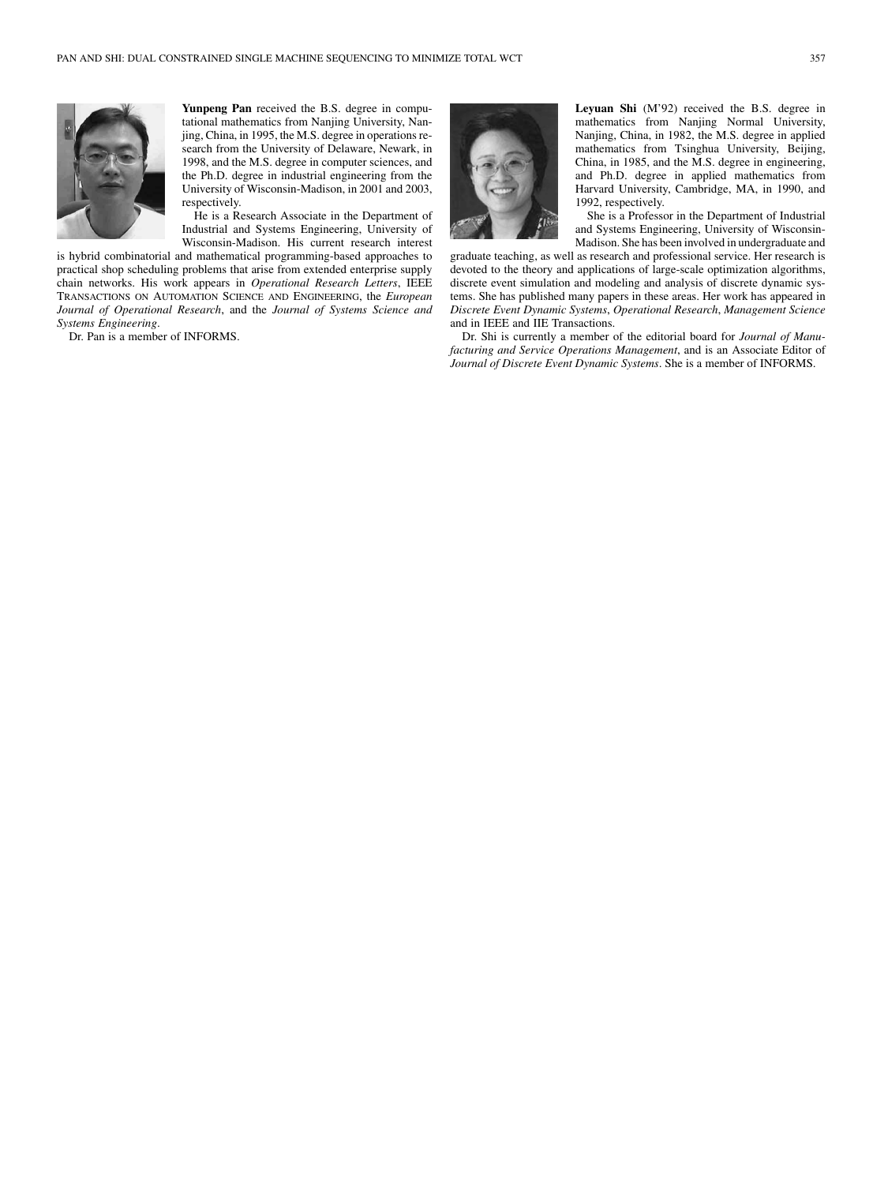**Yunpeng Pan** received the B.S. degree in computational mathematics from Nanjing University, Nanjing, China, in 1995, the M.S. degree in operations research from the University of Delaware, Newark, in 1998, and the M.S. degree in computer sciences, and the Ph.D. degree in industrial engineering from the University of Wisconsin-Madison, in 2001 and 2003, respectively.

He is a Research Associate in the Department of Industrial and Systems Engineering, University of Wisconsin-Madison. His current research interest is hybrid combinatorial and mathematical programming-based approaches to practical shop scheduling problems that arise from extended enterprise supply chain networks. His work appears in *Operational Research Letters*, IEEE TRANSACTIONS ON AUTOMATION SCIENCE AND ENGINEERING, the *European Journal of Operational Research*, and the *Journal of Systems Science and Systems Engineering*.

Dr. Pan is a member of INFORMS.

**Leyuan Shi** (M'92) received the B.S. degree in mathematics from Nanjing Normal University, Nanjing, China, in 1982, the M.S. degree in applied mathematics from Tsinghua University, Beijing, China, in 1985, and the M.S. degree in engineering, and Ph.D. degree in applied mathematics from Harvard University, Cambridge, MA, in 1990, and 1992, respectively.

She is a Professor in the Department of Industrial and Systems Engineering, University of Wisconsin-Madison. She has been involved in undergraduate and graduate teaching, as well as research and professional service. Her research is devoted to the theory and applications of large-scale optimization algorithms, discrete event simulation and modeling and analysis of discrete dynamic systems. She has published many papers in these areas. Her work has appeared in *Discrete Event Dynamic Systems*, *Operational Research*, *Management Science* and in IEEE and IIE Transactions.

Dr. Shi is currently a member of the editorial board for *Journal of Manufacturing and Service Operations Management*, and is an Associate Editor of *Journal of Discrete Event Dynamic Systems*. She is a member of INFORMS.